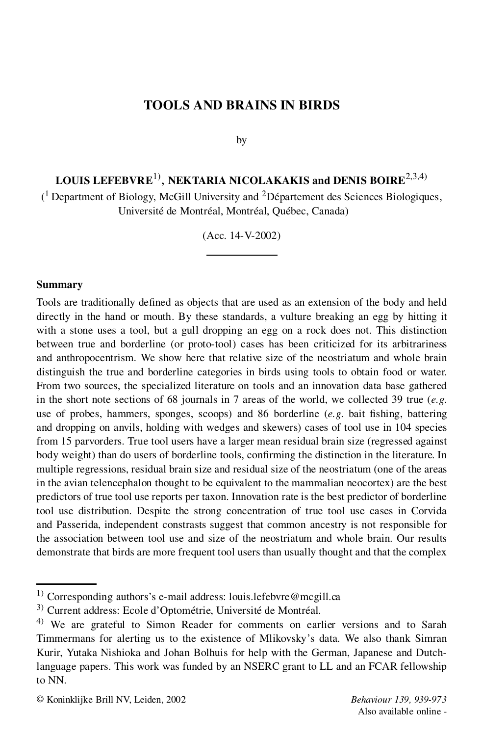# TOOLS AND BRAINS IN BIRDS

by

**LOUIS LEFEBVRE**[1], **NEKTARIA NICOLAKAKIS and DENIS BOIRE**[2,3,4]

([1] Department of Biology, McGill University and [2]Département des Sciences Biologiques, Université de Montréal, Montréal, Québec, Canada)

(Acc. 14-V-2002)

## Summary

Tools are traditionally defined as objects that are used as an extension of the body and held directly in the hand or mouth. By these standards, a vulture breaking an egg by hitting it with a stone uses a tool, but a gull dropping an egg on a rock does not. This distinction between true and borderline (or proto-tool) cases has been criticized for its arbitrariness and anthropocentrism. We show here that relative size of the neostriatum and whole brain distinguish the true and borderline categories in birds using tools to obtain food or water. From two sources, the specialized literature on tools and an innovation data base gathered in the short note sections of 68 journals in 7 areas of the world, we collected 39 true (*e.g.* use of probes, hammers, sponges, scoops) and 86 borderline (*e.g.* bait fishing, battering and dropping on anvils, holding with wedges and skewers) cases of tool use in 104 species from 15 parvorders. True tool users have a larger mean residual brain size (regressed against body weight) than do users of borderline tools, confirming the distinction in the literature. In multiple regressions, residual brain size and residual size of the neostriatum (one of the areas in the avian telencephalon thought to be equivalent to the mammalian neocortex) are the best predictors of true tool use reports per taxon. Innovation rate is the best predictor of borderline tool use distribution. Despite the strong concentration of true tool use cases in Corvida and Passerida, independent constrasts suggest that common ancestry is not responsible for the association between tool use and size of the neostriatum and whole brain. Our results demonstrate that birds are more frequent tool users than usually thought and that the complex

---

[1] Corresponding authors's e-mail address: louis.lefebvre@mcgill.ca

[3] Current address: Ecole d'Optométrie, Université de Montréal.

[4] We are grateful to Simon Reader for comments on earlier versions and to Sarah Timmermans for alerting us to the existence of Mlikovsky's data. We also thank Simran Kurir, Yutaka Nishioka and Johan Bolhuis for help with the German, Japanese and Dutch-language papers. This work was funded by an NSERC grant to LL and an FCAR fellowship to NN.

© Koninklijke Brill NV, Leiden, 2002

Also available online -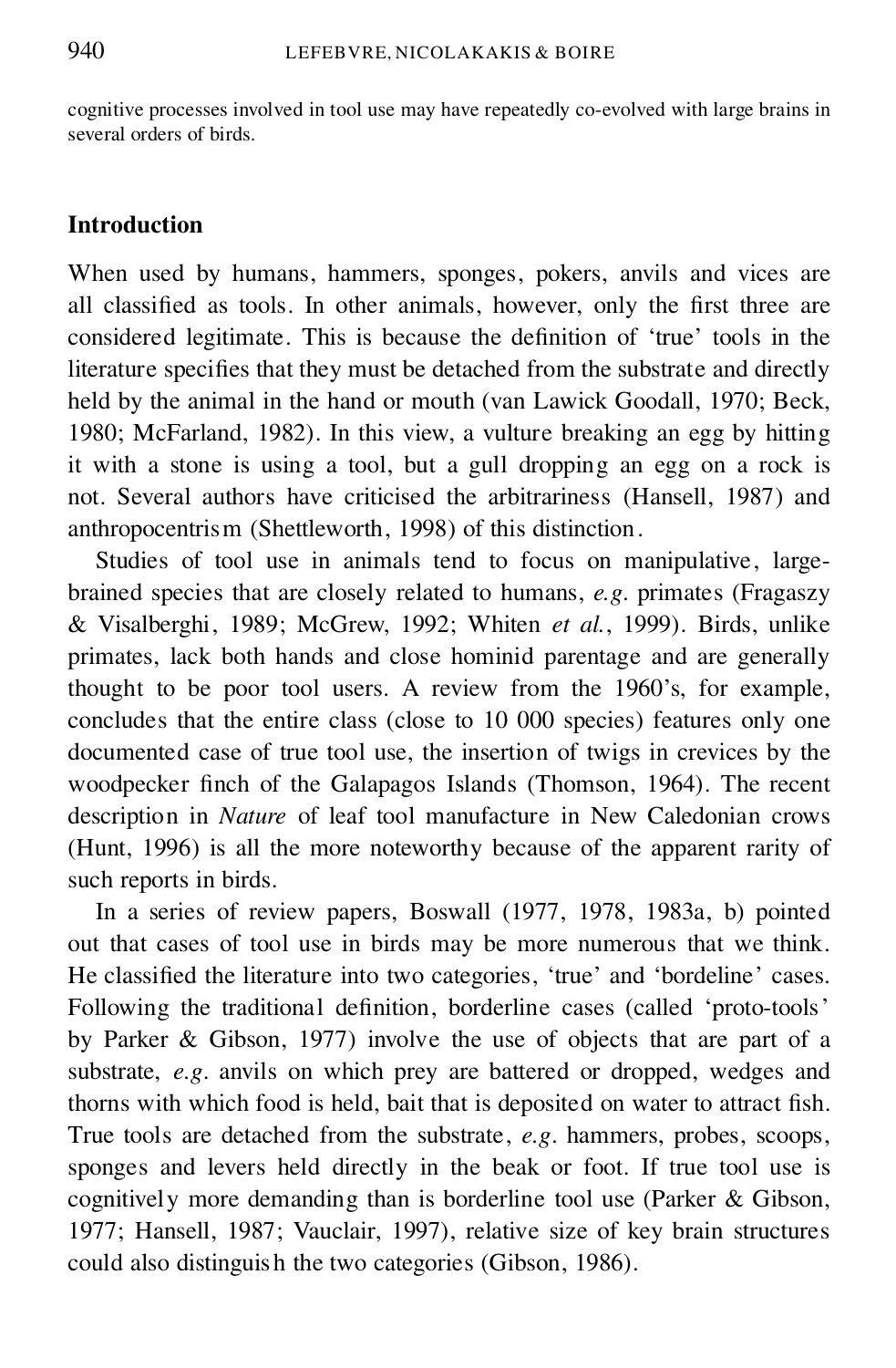cognitive processes involved in tool use may have repeatedly co-evolved with large brains in several orders of birds.

## Introduction

When used by humans, hammers, sponges, pokers, anvils and vices are all classified as tools. In other animals, however, only the first three are considered legitimate. This is because the definition of 'true' tools in the literature specifies that they must be detached from the substrate and directly held by the animal in the hand or mouth (van Lawick Goodall, 1970; Beck, 1980; McFarland, 1982). In this view, a vulture breaking an egg by hitting it with a stone is using a tool, but a gull dropping an egg on a rock is not. Several authors have criticised the arbitrariness (Hansell, 1987) and anthropocentrism (Shettleworth, 1998) of this distinction.

Studies of tool use in animals tend to focus on manipulative, large-brained species that are closely related to humans, *e.g.* primates (Fragaszy & Visalberghi, 1989; McGrew, 1992; Whiten *et al.*, 1999). Birds, unlike primates, lack both hands and close hominid parentage and are generally thought to be poor tool users. A review from the 1960's, for example, concludes that the entire class (close to 10 000 species) features only one documented case of true tool use, the insertion of twigs in crevices by the woodpecker finch of the Galapagos Islands (Thomson, 1964). The recent description in *Nature* of leaf tool manufacture in New Caledonian crows (Hunt, 1996) is all the more noteworthy because of the apparent rarity of such reports in birds.

In a series of review papers, Boswall (1977, 1978, 1983a, b) pointed out that cases of tool use in birds may be more numerous that we think. He classified the literature into two categories, 'true' and 'bordeline' cases. Following the traditional definition, borderline cases (called 'proto-tools' by Parker & Gibson, 1977) involve the use of objects that are part of a substrate, *e.g.* anvils on which prey are battered or dropped, wedges and thorns with which food is held, bait that is deposited on water to attract fish. True tools are detached from the substrate, *e.g.* hammers, probes, scoops, sponges and levers held directly in the beak or foot. If true tool use is cognitively more demanding than is borderline tool use (Parker & Gibson, 1977; Hansell, 1987; Vauclair, 1997), relative size of key brain structures could also distinguish the two categories (Gibson, 1986).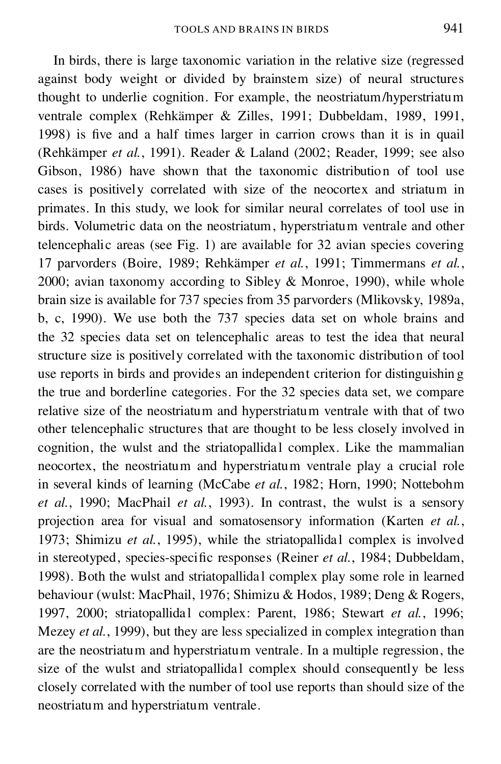In birds, there is large taxonomic variation in the relative size (regressed against body weight or divided by brainstem size) of neural structures thought to underlie cognition. For example, the neostriatum/hyperstriatum ventrale complex (Rehkämper & Zilles, 1991; Dubbeldam, 1989, 1991, 1998) is five and a half times larger in carrion crows than it is in quail (Rehkämper *et al.*, 1991). Reader & Laland (2002; Reader, 1999; see also Gibson, 1986) have shown that the taxonomic distribution of tool use cases is positively correlated with size of the neocortex and striatum in primates. In this study, we look for similar neural correlates of tool use in birds. Volumetric data on the neostriatum, hyperstriatum ventrale and other telencephalic areas (see Fig. 1) are available for 32 avian species covering 17 parvorders (Boire, 1989; Rehkämper *et al.*, 1991; Timmermans *et al.*, 2000; avian taxonomy according to Sibley & Monroe, 1990), while whole brain size is available for 737 species from 35 parvorders (Mlikovsky, 1989a, b, c, 1990). We use both the 737 species data set on whole brains and the 32 species data set on telencephalic areas to test the idea that neural structure size is positively correlated with the taxonomic distribution of tool use reports in birds and provides an independent criterion for distinguishing the true and borderline categories. For the 32 species data set, we compare relative size of the neostriatum and hyperstriatum ventrale with that of two other telencephalic structures that are thought to be less closely involved in cognition, the wulst and the striatopallidal complex. Like the mammalian neocortex, the neostriatum and hyperstriatum ventrale play a crucial role in several kinds of learning (McCabe *et al.*, 1982; Horn, 1990; Nottebohm *et al.*, 1990; MacPhail *et al.*, 1993). In contrast, the wulst is a sensory projection area for visual and somatosensory information (Karten *et al.*, 1973; Shimizu *et al.*, 1995), while the striatopallidal complex is involved in stereotyped, species-specific responses (Reiner *et al.*, 1984; Dubbeldam, 1998). Both the wulst and striatopallidal complex play some role in learned behaviour (wulst: MacPhail, 1976; Shimizu & Hodos, 1989; Deng & Rogers, 1997, 2000; striatopallidal complex: Parent, 1986; Stewart *et al.*, 1996; Mezey *et al.*, 1999), but they are less specialized in complex integration than are the neostriatum and hyperstriatum ventrale. In a multiple regression, the size of the wulst and striatopallidal complex should consequently be less closely correlated with the number of tool use reports than should size of the neostriatum and hyperstriatum ventrale.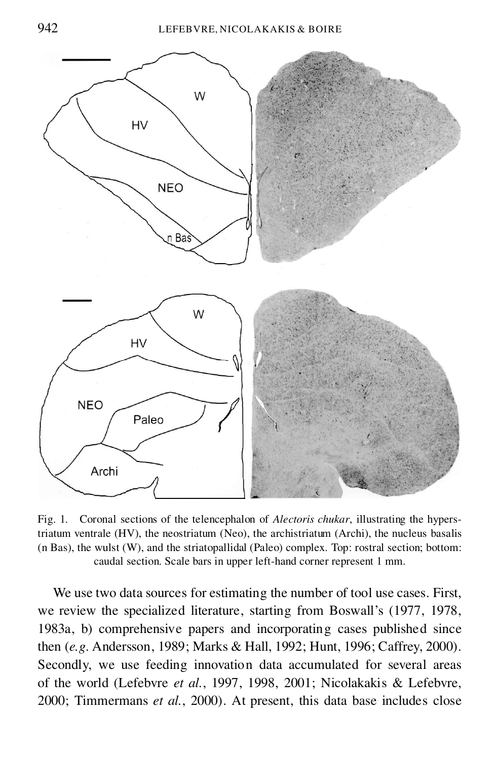Fig. 1. Coronal sections of the telencephalon of *Alectoris chukar*, illustrating the hyperstriatum ventrale (HV), the neostriatum (Neo), the archistriatum (Archi), the nucleus basalis (n Bas), the wulst (W), and the striatopallidal (Paleo) complex. Top: rostral section; bottom: caudal section. Scale bars in upper left-hand corner represent 1 mm.

We use two data sources for estimating the number of tool use cases. First, we review the specialized literature, starting from Boswall's (1977, 1978, 1983a, b) comprehensive papers and incorporating cases published since then (*e.g.* Andersson, 1989; Marks & Hall, 1992; Hunt, 1996; Caffrey, 2000). Secondly, we use feeding innovation data accumulated for several areas of the world (Lefebvre *et al.*, 1997, 1998, 2001; Nicolakakis & Lefebvre, 2000; Timmermans *et al.*, 2000). At present, this data base includes close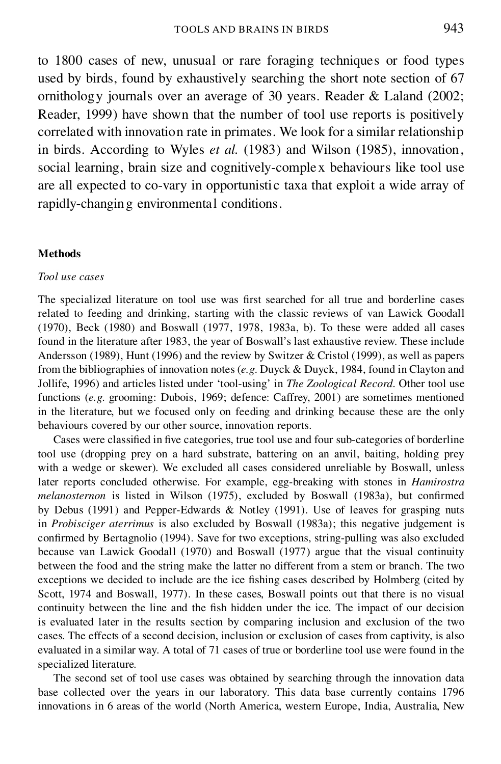to 1800 cases of new, unusual or rare foraging techniques or food types used by birds, found by exhaustively searching the short note section of 67 ornithology journals over an average of 30 years. Reader & Laland (2002; Reader, 1999) have shown that the number of tool use reports is positively correlated with innovation rate in primates. We look for a similar relationship in birds. According to Wyles *et al.* (1983) and Wilson (1985), innovation, social learning, brain size and cognitively-complex behaviours like tool use are all expected to co-vary in opportunistic taxa that exploit a wide array of rapidly-changing environmental conditions.

## Methods

### *Tool use cases*

The specialized literature on tool use was first searched for all true and borderline cases related to feeding and drinking, starting with the classic reviews of van Lawick Goodall (1970), Beck (1980) and Boswall (1977, 1978, 1983a, b). To these were added all cases found in the literature after 1983, the year of Boswall's last exhaustive review. These include Andersson (1989), Hunt (1996) and the review by Switzer & Cristol (1999), as well as papers from the bibliographies of innovation notes (*e.g.* Duyck & Duyck, 1984, found in Clayton and Jollife, 1996) and articles listed under 'tool-using' in *The Zoological Record*. Other tool use functions (*e.g.* grooming: Dubois, 1969; defence: Caffrey, 2001) are sometimes mentioned in the literature, but we focused only on feeding and drinking because these are the only behaviours covered by our other source, innovation reports.

Cases were classified in five categories, true tool use and four sub-categories of borderline tool use (dropping prey on a hard substrate, battering on an anvil, baiting, holding prey with a wedge or skewer). We excluded all cases considered unreliable by Boswall, unless later reports concluded otherwise. For example, egg-breaking with stones in *Hamirostra melanosternon* is listed in Wilson (1975), excluded by Boswall (1983a), but confirmed by Debus (1991) and Pepper-Edwards & Notley (1991). Use of leaves for grasping nuts in *Probisciger aterrimus* is also excluded by Boswall (1983a); this negative judgement is confirmed by Bertagnolio (1994). Save for two exceptions, string-pulling was also excluded because van Lawick Goodall (1970) and Boswall (1977) argue that the visual continuity between the food and the string make the latter no different from a stem or branch. The two exceptions we decided to include are the ice fishing cases described by Holmberg (cited by Scott, 1974 and Boswall, 1977). In these cases, Boswall points out that there is no visual continuity between the line and the fish hidden under the ice. The impact of our decision is evaluated later in the results section by comparing inclusion and exclusion of the two cases. The effects of a second decision, inclusion or exclusion of cases from captivity, is also evaluated in a similar way. A total of 71 cases of true or borderline tool use were found in the specialized literature.

The second set of tool use cases was obtained by searching through the innovation data base collected over the years in our laboratory. This data base currently contains 1796 innovations in 6 areas of the world (North America, western Europe, India, Australia, New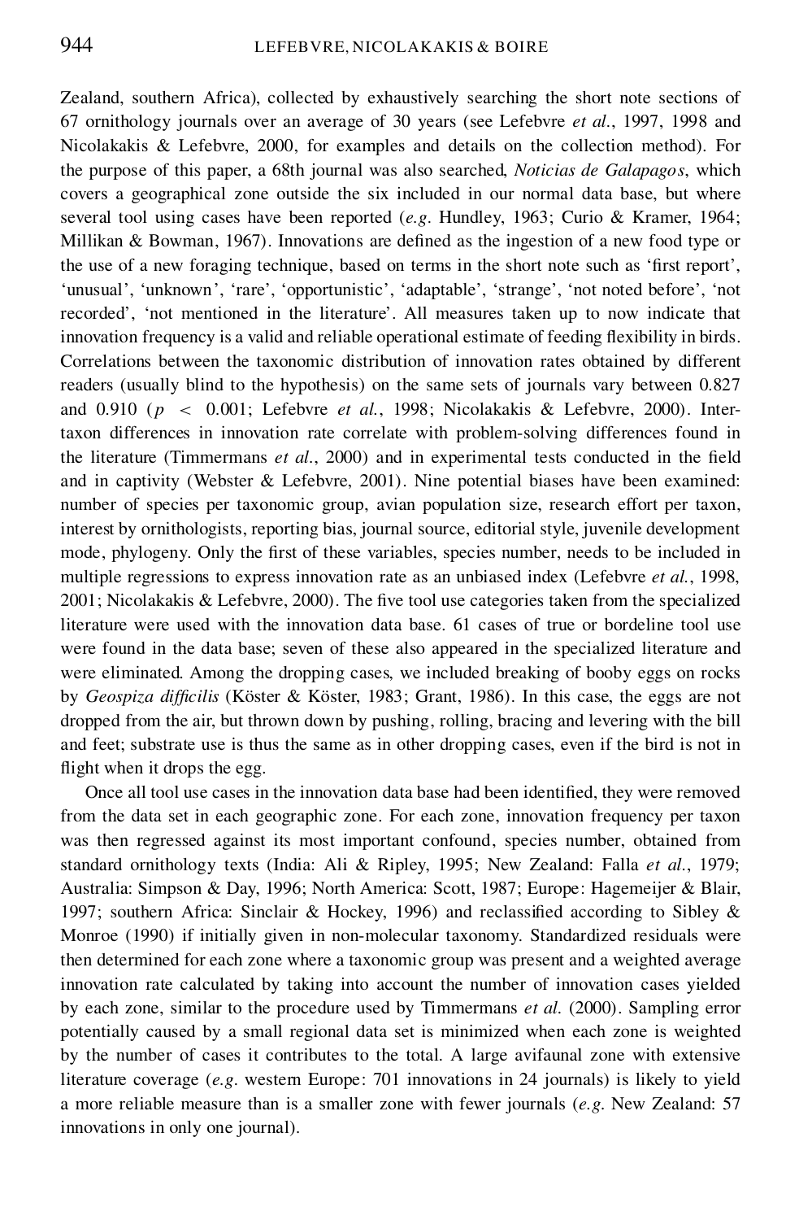Zealand, southern Africa), collected by exhaustively searching the short note sections of 67 ornithology journals over an average of 30 years (see Lefebvre *et al.*, 1997, 1998 and Nicolakakis & Lefebvre, 2000, for examples and details on the collection method). For the purpose of this paper, a 68th journal was also searched, *Noticias de Galapagos*, which covers a geographical zone outside the six included in our normal data base, but where several tool using cases have been reported (*e.g.* Hundley, 1963; Curio & Kramer, 1964; Millikan & Bowman, 1967). Innovations are defined as the ingestion of a new food type or the use of a new foraging technique, based on terms in the short note such as 'first report', 'unusual', 'unknown', 'rare', 'opportunistic', 'adaptable', 'strange', 'not noted before', 'not recorded', 'not mentioned in the literature'. All measures taken up to now indicate that innovation frequency is a valid and reliable operational estimate of feeding flexibility in birds. Correlations between the taxonomic distribution of innovation rates obtained by different readers (usually blind to the hypothesis) on the same sets of journals vary between 0.827 and 0.910 ($p < 0.001$; Lefebvre *et al.*, 1998; Nicolakakis & Lefebvre, 2000). Inter-taxon differences in innovation rate correlate with problem-solving differences found in the literature (Timmermans *et al.*, 2000) and in experimental tests conducted in the field and in captivity (Webster & Lefebvre, 2001). Nine potential biases have been examined: number of species per taxonomic group, avian population size, research effort per taxon, interest by ornithologists, reporting bias, journal source, editorial style, juvenile development mode, phylogeny. Only the first of these variables, species number, needs to be included in multiple regressions to express innovation rate as an unbiased index (Lefebvre *et al.*, 1998, 2001; Nicolakakis & Lefebvre, 2000). The five tool use categories taken from the specialized literature were used with the innovation data base. 61 cases of true or borderline tool use were found in the data base; seven of these also appeared in the specialized literature and were eliminated. Among the dropping cases, we included breaking of booby eggs on rocks by *Geospiza difficilis* (Köster & Köster, 1983; Grant, 1986). In this case, the eggs are not dropped from the air, but thrown down by pushing, rolling, bracing and levering with the bill and feet; substrate use is thus the same as in other dropping cases, even if the bird is not in flight when it drops the egg.

Once all tool use cases in the innovation data base had been identified, they were removed from the data set in each geographic zone. For each zone, innovation frequency per taxon was then regressed against its most important confound, species number, obtained from standard ornithology texts (India: Ali & Ripley, 1995; New Zealand: Falla *et al.*, 1979; Australia: Simpson & Day, 1996; North America: Scott, 1987; Europe: Hagemeijer & Blair, 1997; southern Africa: Sinclair & Hockey, 1996) and reclassified according to Sibley & Monroe (1990) if initially given in non-molecular taxonomy. Standardized residuals were then determined for each zone where a taxonomic group was present and a weighted average innovation rate calculated by taking into account the number of innovation cases yielded by each zone, similar to the procedure used by Timmermans *et al.* (2000). Sampling error potentially caused by a small regional data set is minimized when each zone is weighted by the number of cases it contributes to the total. A large avifaunal zone with extensive literature coverage (*e.g.* western Europe: 701 innovations in 24 journals) is likely to yield a more reliable measure than is a smaller zone with fewer journals (*e.g.* New Zealand: 57 innovations in only one journal).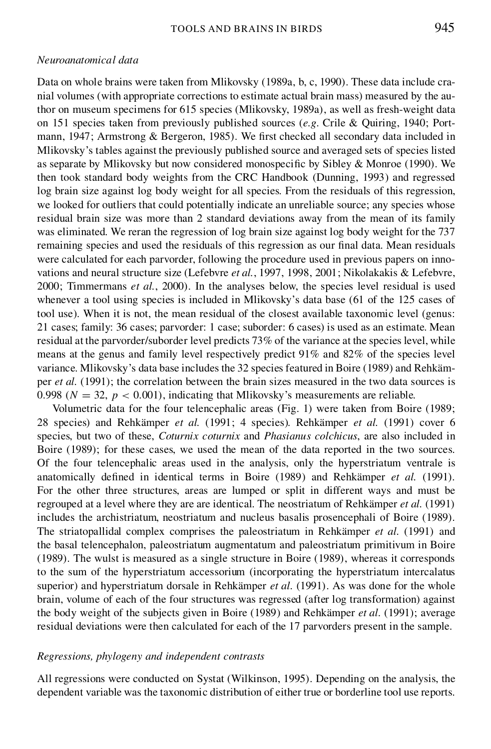*Neuroanatomical data*

Data on whole brains were taken from Mlikovsky (1989a, b, c, 1990). These data include cranial volumes (with appropriate corrections to estimate actual brain mass) measured by the author on museum specimens for 615 species (Mlikovsky, 1989a), as well as fresh-weight data on 151 species taken from previously published sources (*e.g.* Crile & Quiring, 1940; Portmann, 1947; Armstrong & Bergeron, 1985). We first checked all secondary data included in Mlikovsky's tables against the previously published source and averaged sets of species listed as separate by Mlikovsky but now considered monospecific by Sibley & Monroe (1990). We then took standard body weights from the CRC Handbook (Dunning, 1993) and regressed log brain size against log body weight for all species. From the residuals of this regression, we looked for outliers that could potentially indicate an unreliable source; any species whose residual brain size was more than 2 standard deviations away from the mean of its family was eliminated. We reran the regression of log brain size against log body weight for the 737 remaining species and used the residuals of this regression as our final data. Mean residuals were calculated for each parvorder, following the procedure used in previous papers on innovations and neural structure size (Lefebvre *et al.*, 1997, 1998, 2001; Nikolakakis & Lefebvre, 2000; Timmermans *et al.*, 2000). In the analyses below, the species level residual is used whenever a tool using species is included in Mlikovsky's data base (61 of the 125 cases of tool use). When it is not, the mean residual of the closest available taxonomic level (genus: 21 cases; family: 36 cases; parvorder: 1 case; suborder: 6 cases) is used as an estimate. Mean residual at the parvorder/suborder level predicts 73% of the variance at the species level, while means at the genus and family level respectively predict 91% and 82% of the species level variance. Mlikovsky's data base includes the 32 species featured in Boire (1989) and Rehkämper *et al.* (1991); the correlation between the brain sizes measured in the two data sources is 0.998 ($N = 32$, $p < 0.001$), indicating that Mlikovsky's measurements are reliable.

Volumetric data for the four telencephalic areas (Fig. 1) were taken from Boire (1989; 28 species) and Rehkämper *et al.* (1991; 4 species). Rehkämper *et al.* (1991) cover 6 species, but two of these, *Coturnix coturnix* and *Phasianus colchicus*, are also included in Boire (1989); for these cases, we used the mean of the data reported in the two sources. Of the four telencephalic areas used in the analysis, only the hyperstriatum ventrale is anatomically defined in identical terms in Boire (1989) and Rehkämper *et al.* (1991). For the other three structures, areas are lumped or split in different ways and must be regrouped at a level where they are are identical. The neostriatum of Rehkämper *et al.* (1991) includes the archistriatum, neostriatum and nucleus basalis prosencephali of Boire (1989). The striatopallidal complex comprises the paleostriatum in Rehkämper *et al.* (1991) and the basal telencephalon, paleostriatum augmentatum and paleostriatum primitivum in Boire (1989). The wulst is measured as a single structure in Boire (1989), whereas it corresponds to the sum of the hyperstriatum accessorium (incorporating the hyperstriatum intercalatus superior) and hyperstriatum dorsale in Rehkämper *et al.* (1991). As was done for the whole brain, volume of each of the four structures was regressed (after log transformation) against the body weight of the subjects given in Boire (1989) and Rehkämper *et al.* (1991); average residual deviations were then calculated for each of the 17 parvorders present in the sample.

*Regressions, phylogeny and independent contrasts*

All regressions were conducted on Systat (Wilkinson, 1995). Depending on the analysis, the dependent variable was the taxonomic distribution of either true or borderline tool use reports.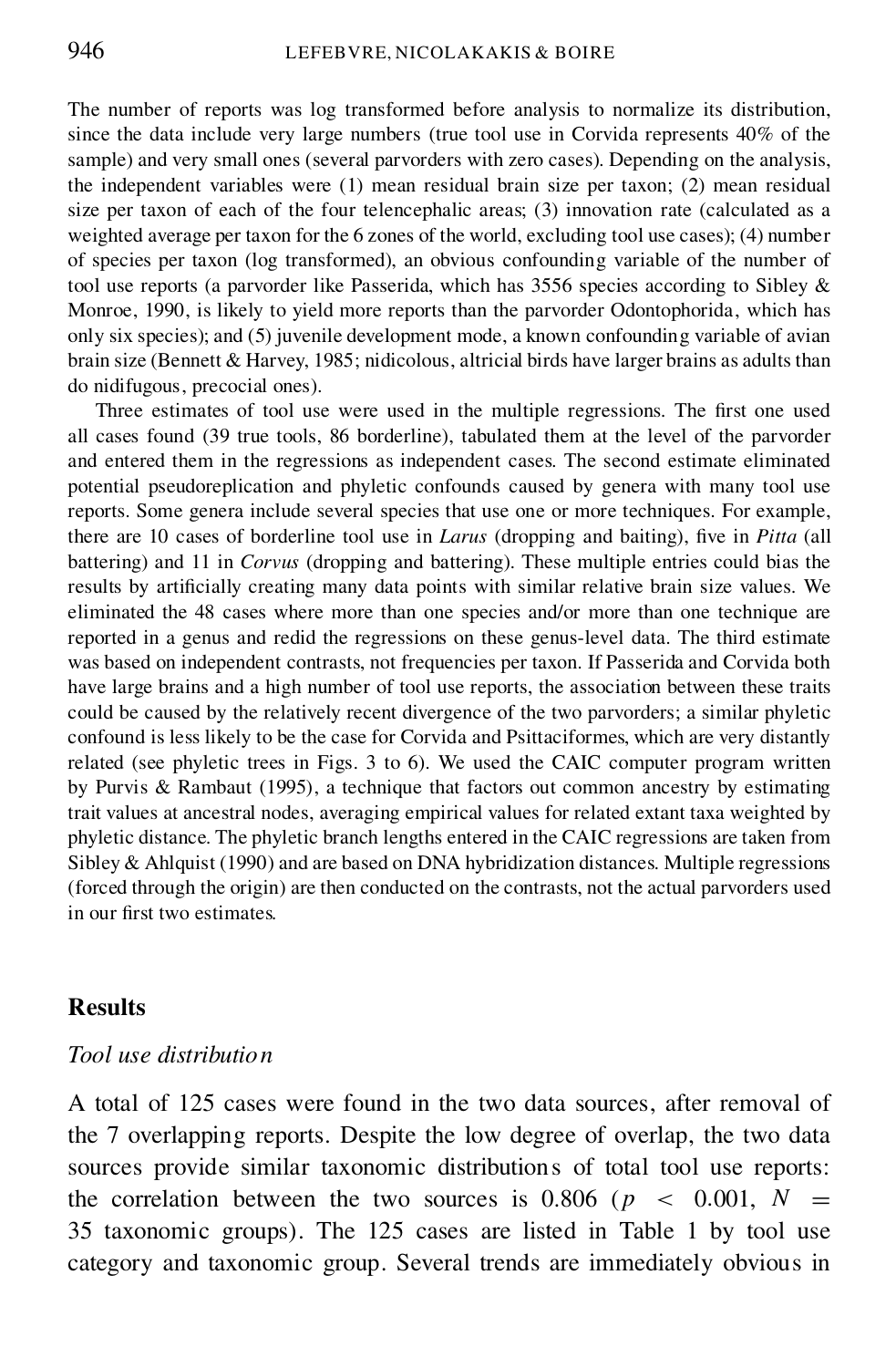The number of reports was log transformed before analysis to normalize its distribution, since the data include very large numbers (true tool use in Corvida represents 40% of the sample) and very small ones (several parvorders with zero cases). Depending on the analysis, the independent variables were (1) mean residual brain size per taxon; (2) mean residual size per taxon of each of the four telencephalic areas; (3) innovation rate (calculated as a weighted average per taxon for the 6 zones of the world, excluding tool use cases); (4) number of species per taxon (log transformed), an obvious confounding variable of the number of tool use reports (a parvorder like Passerida, which has 3556 species according to Sibley & Monroe, 1990, is likely to yield more reports than the parvorder Odontophorida, which has only six species); and (5) juvenile development mode, a known confounding variable of avian brain size (Bennett & Harvey, 1985; nidicolous, altricial birds have larger brains as adults than do nidifugous, precocial ones).

Three estimates of tool use were used in the multiple regressions. The first one used all cases found (39 true tools, 86 borderline), tabulated them at the level of the parvorder and entered them in the regressions as independent cases. The second estimate eliminated potential pseudoreplication and phyletic confounds caused by genera with many tool use reports. Some genera include several species that use one or more techniques. For example, there are 10 cases of borderline tool use in *Larus* (dropping and baiting), five in *Pitta* (all battering) and 11 in *Corvus* (dropping and battering). These multiple entries could bias the results by artificially creating many data points with similar relative brain size values. We eliminated the 48 cases where more than one species and/or more than one technique are reported in a genus and redid the regressions on these genus-level data. The third estimate was based on independent contrasts, not frequencies per taxon. If Passerida and Corvida both have large brains and a high number of tool use reports, the association between these traits could be caused by the relatively recent divergence of the two parvorders; a similar phyletic confound is less likely to be the case for Corvida and Psittaciformes, which are very distantly related (see phyletic trees in Figs. 3 to 6). We used the CAIC computer program written by Purvis & Rambaut (1995), a technique that factors out common ancestry by estimating trait values at ancestral nodes, averaging empirical values for related extant taxa weighted by phyletic distance. The phyletic branch lengths entered in the CAIC regressions are taken from Sibley & Ahlquist (1990) and are based on DNA hybridization distances. Multiple regressions (forced through the origin) are then conducted on the contrasts, not the actual parvorders used in our first two estimates.

## Results

### *Tool use distribution*

A total of 125 cases were found in the two data sources, after removal of the 7 overlapping reports. Despite the low degree of overlap, the two data sources provide similar taxonomic distributions of total tool use reports: the correlation between the two sources is 0.806 ($p < 0.001$, $N = 35$ taxonomic groups). The 125 cases are listed in Table 1 by tool use category and taxonomic group. Several trends are immediately obvious in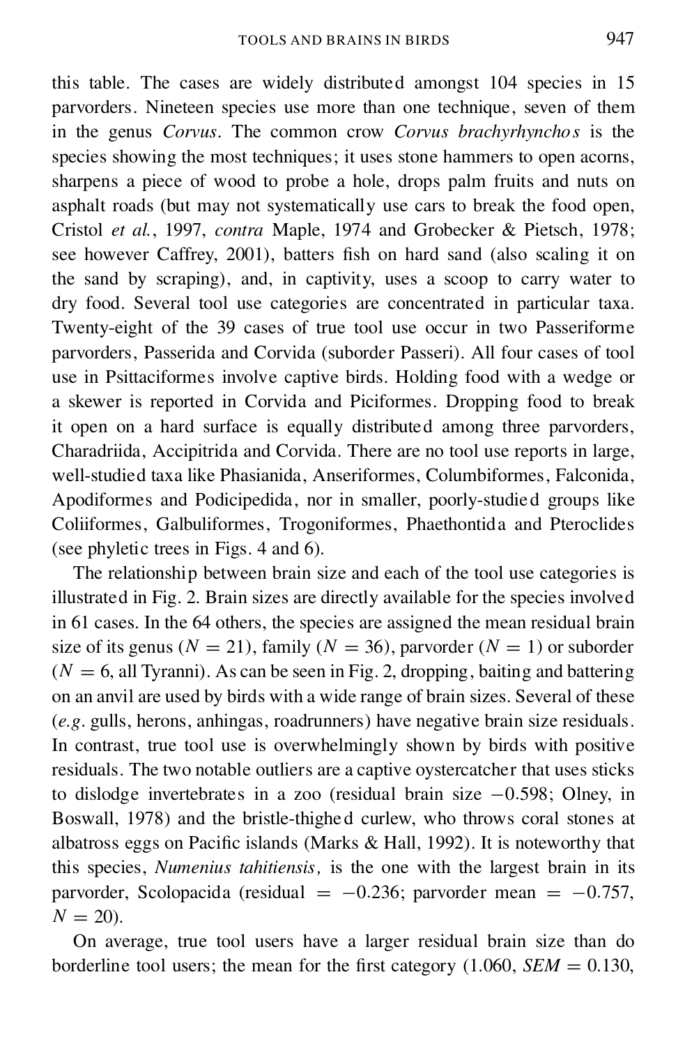this table. The cases are widely distributed amongst 104 species in 15 parvorders. Nineteen species use more than one technique, seven of them in the genus *Corvus*. The common crow *Corvus brachyrhynchos* is the species showing the most techniques; it uses stone hammers to open acorns, sharpens a piece of wood to probe a hole, drops palm fruits and nuts on asphalt roads (but may not systematically use cars to break the food open, Cristol *et al.*, 1997, *contra* Maple, 1974 and Grobecker & Pietsch, 1978; see however Caffrey, 2001), batters fish on hard sand (also scaling it on the sand by scraping), and, in captivity, uses a scoop to carry water to dry food. Several tool use categories are concentrated in particular taxa. Twenty-eight of the 39 cases of true tool use occur in two Passeriforme parvorders, Passerida and Corvida (suborder Passeri). All four cases of tool use in Psittaciformes involve captive birds. Holding food with a wedge or a skewer is reported in Corvida and Piciformes. Dropping food to break it open on a hard surface is equally distributed among three parvorders, Charadriida, Accipitrida and Corvida. There are no tool use reports in large, well-studied taxa like Phasianida, Anseriformes, Columbiformes, Falconida, Apodiformes and Podicipedida, nor in smaller, poorly-studied groups like Coliiformes, Galbuliformes, Trogoniformes, Phaethontida and Pteroclides (see phyletic trees in Figs. 4 and 6).

The relationship between brain size and each of the tool use categories is illustrated in Fig. 2. Brain sizes are directly available for the species involved in 61 cases. In the 64 others, the species are assigned the mean residual brain size of its genus ($N = 21$), family ($N = 36$), parvorder ($N = 1$) or suborder ($N = 6$, all Tyranni). As can be seen in Fig. 2, dropping, baiting and battering on an anvil are used by birds with a wide range of brain sizes. Several of these (*e.g.* gulls, herons, anhingas, roadrunners) have negative brain size residuals. In contrast, true tool use is overwhelmingly shown by birds with positive residuals. The two notable outliers are a captive oystercatcher that uses sticks to dislodge invertebrates in a zoo (residual brain size $-0.598$; Olney, in Boswall, 1978) and the bristle-thighed curlew, who throws coral stones at albatross eggs on Pacific islands (Marks & Hall, 1992). It is noteworthy that this species, *Numenius tahitiensis,* is the one with the largest brain in its parvorder, Scolopacida (residual $= -0.236$; parvorder mean $= -0.757$, $N = 20$).

On average, true tool users have a larger residual brain size than do borderline tool users; the mean for the first category (1.060, $SEM = 0.130$,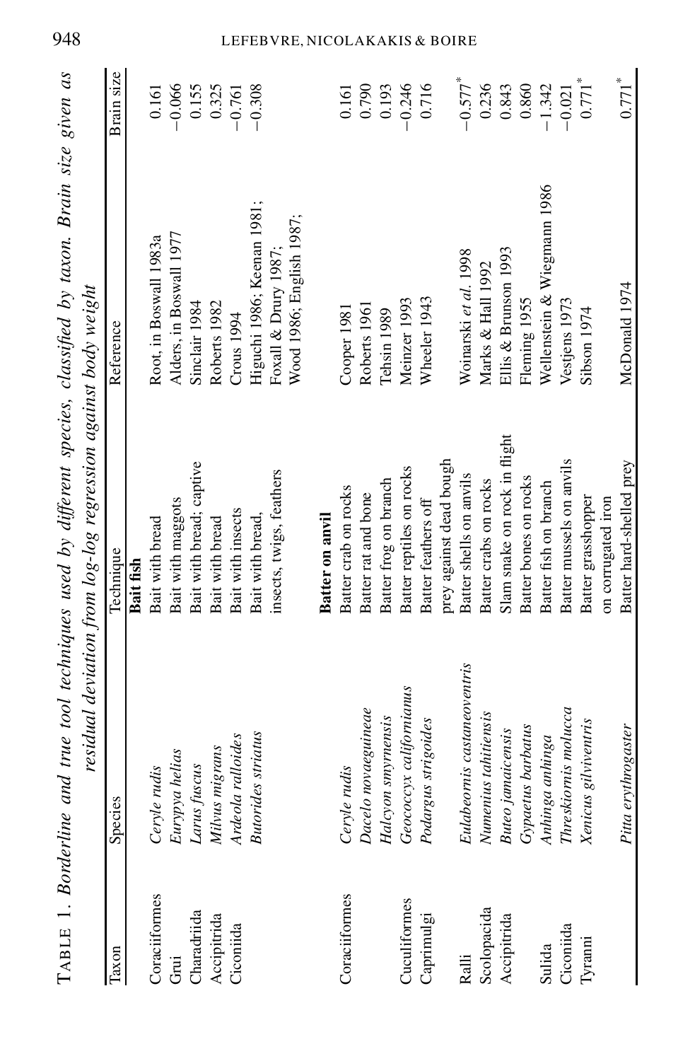TABLE 1. *Borderline and true tool techniques used by different species, classified by taxon. Brain size given as residual deviation from log-log regression against body weight*

| Taxon | Species | Technique | Reference | Brain size |
|---|---|---|---|---|
| | | **Bait fish** | | |
| Coraciiformes | *Ceryle rudis* | Bait with bread | Root, in Boswall 1983a | 0.161 |
| Grui | *Eurypya helias* | Bait with maggots | Alders, in Boswall 1977 | −0.066 |
| Charadriida | *Larus fuscus* | Bait with bread; captive | Sinclair 1984 | 0.155 |
| Accipitrida | *Milvus migrans* | Bait with bread | Roberts 1982 | 0.325 |
| Ciconiida | *Ardeola ralloides* | Bait with insects | Crous 1994 | −0.761 |
| | *Butorides striatus* | Bait with bread, insects, twigs, feathers | Higuchi 1986; Keenan 1981; Foxall & Drury 1987; Wood 1986; English 1987; | −0.308 |
| | | **Batter on anvil** | | |
| Coraciiformes | *Ceryle rudis* | Batter crab on rocks | Cooper 1981 | 0.161 |
| | *Dacelo novaeguineae* | Batter rat and bone | Roberts 1961 | 0.790 |
| | *Halcyon smyrnensis* | Batter frog on branch | Tehsin 1989 | 0.193 |
| Cuculiformes | *Geococcyx californianus* | Batter reptiles on rocks | Meinzer 1993 | −0.246 |
| Caprimulgi | *Podargus strigoides* | Batter feathers off prey against dead bough | Wheeler 1943 | 0.716 |
| Ralli | *Eulabeornis castaneoventris* | Batter shells on anvils | Woinarski *et al.* 1998 | −0.577* |
| Scolopacida | *Numenius tahitiensis* | Batter crabs on rocks | Marks & Hall 1992 | 0.236 |
| Accipitrida | *Buteo jamaicensis* | Slam snake on rock in flight | Ellis & Brunson 1993 | 0.843 |
| | *Gypaetus barbatus* | Batter bones on rocks | Fleming 1955 | 0.860 |
| Sulida | *Anhinga anhinga* | Batter fish on branch | Wellenstein & Wiegmann 1986 | −1.342 |
| Ciconiida | *Threskiornis molucca* | Batter mussels on anvils | Vestjens 1973 | −0.021 |
| Tyranni | *Xenicus gilviventris* | Batter grasshopper on corrugated iron | Sibson 1974 | 0.771* |
| | *Pitta erythrogaster* | Batter hard-shelled prey | McDonald 1974 | 0.771* |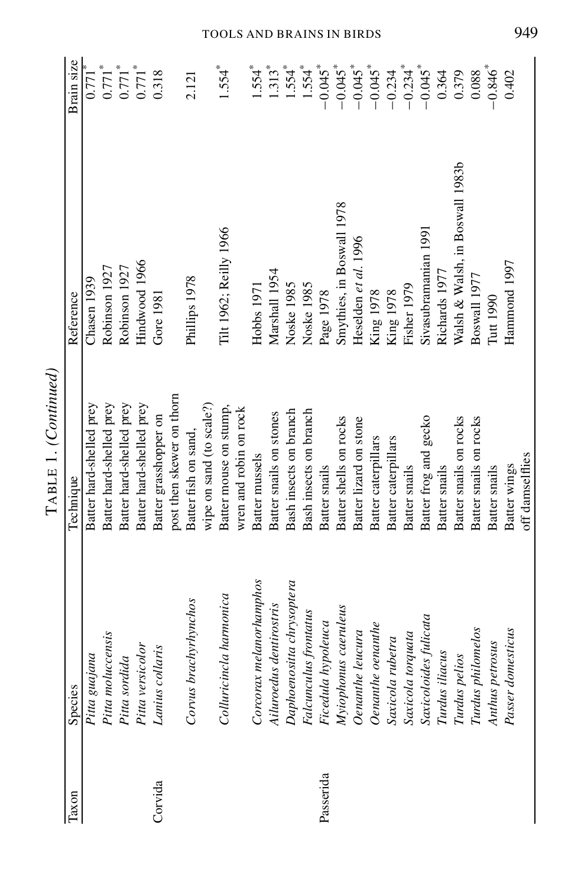TABLE 1. *(Continued)*

| Taxon | Species | Technique | Reference | Brain size |
|---|---|---|---|---|
| | *Pitta guajana* | Batter hard-shelled prey | Chasen 1939 | 0.771* |
| | *Pitta moluccensis* | Batter hard-shelled prey | Robinson 1927 | 0.771* |
| | *Pitta sordida* | Batter hard-shelled prey | Robinson 1927 | 0.771* |
| | *Pitta versicolor* | Batter hard-shelled prey | Hindwood 1966 | 0.771* |
| Corvida | *Lanius collaris* | Batter grasshopper on post then skewer on thorn | Gore 1981 | 0.318 |
| | *Corvus brachyrhynchos* | Batter fish on sand, wipe on sand (to scale?) | Phillips 1978 | 2.121 |
| | *Colluricincla harmonica* | Batter mouse on stump, wren and robin on rock | Tilt 1962; Reilly 1966 | 1.554* |
| | *Corcorax melanorhamphos* | Batter mussels | Hobbs 1971 | 1.554* |
| | *Ailuroedus dentirostris* | Batter snails on stones | Marshall 1954 | 1.313* |
| | *Daphoenositta chrysoptera* | Bash insects on branch | Noske 1985 | 1.554* |
| | *Falcunculus frontatus* | Bash insects on branch | Noske 1985 | 1.554* |
| Passerida | *Ficedula hypoleuca* | Batter snails | Page 1978 | −0.045* |
| | *Myiophonus caeruleus* | Batter shells on rocks | Smythies, in Boswall 1978 | −0.045* |
| | *Oenanthe leucura* | Batter lizard on stone | Heselden *et al.* 1996 | −0.045* |
| | *Oenanthe oenanthe* | Batter caterpillars | King 1978 | −0.045* |
| | *Saxicola rubetra* | Batter caterpillars | King 1978 | −0.234 |
| | *Saxicola torquata* | Batter snails | Fisher 1979 | −0.234* |
| | *Saxicoloides fulicata* | Batter frog and gecko | Sivasubramanian 1991 | −0.045* |
| | *Turdus iliacus* | Batter snails | Richards 1977 | 0.364 |
| | *Turdus pelios* | Batter snails on rocks | Walsh & Walsh, in Boswall 1983b | 0.379 |
| | *Turdus philomelos* | Batter snails on rocks | Boswall 1977 | 0.088 |
| | *Anthus petrosus* | Batter snails | Tutt 1990 | −0.846* |
| | *Passer domesticus* | Batter wings off damselflies | Hammond 1997 | 0.402 |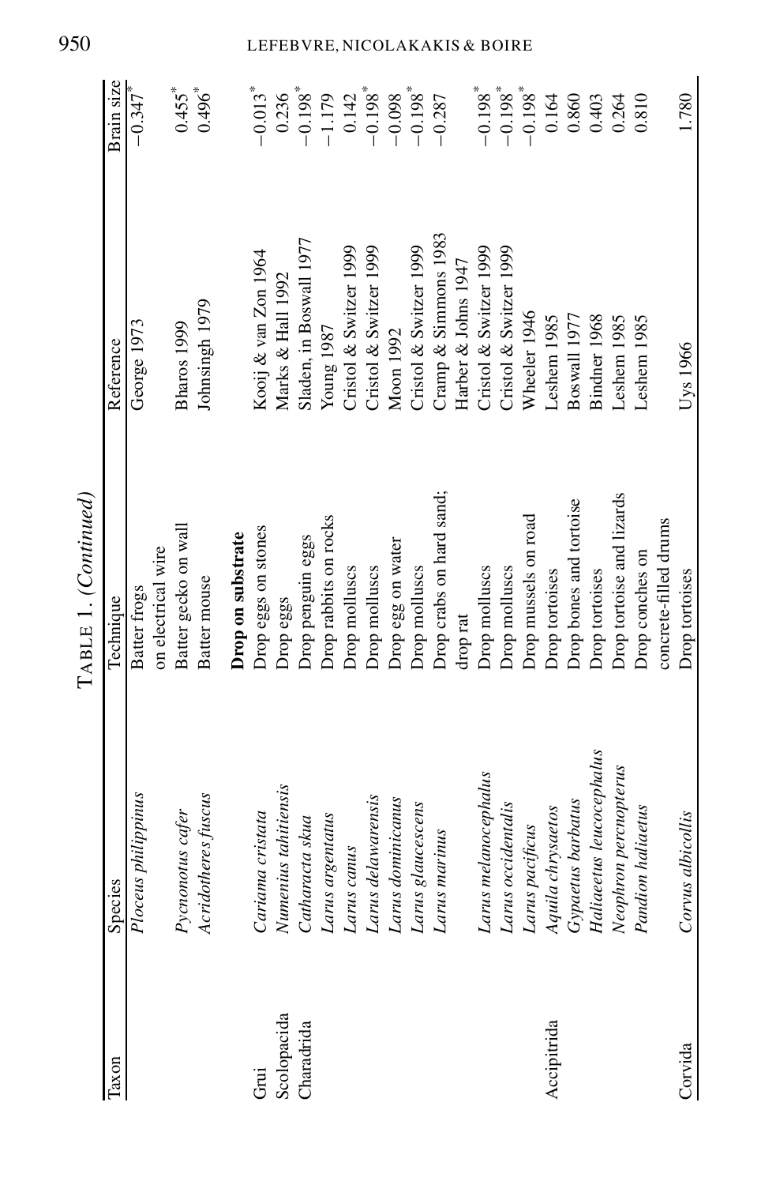TABLE 1. (Continued)

| Taxon | Species | Technique | Reference | Brain size |
|---|---|---|---|---|
| | *Ploceus philippinus* | Batter frogs on electrical wire | George 1973 | −0.347* |
| | *Pycnonotus cafer* | Batter gecko on wall | Bharos 1999 | 0.455* |
| | *Acridotheres fuscus* | Batter mouse | Johnsingh 1979 | 0.496* |
| | | **Drop on substrate** | | |
| Grui | *Cariama cristata* | Drop eggs on stones | Kooij & van Zon 1964 | −0.013* |
| Scolopacida | *Numenius tahitiensis* | Drop eggs | Marks & Hall 1992 | 0.236 |
| Charadrida | *Catharacta skua* | Drop penguin eggs | Sladen, in Boswall 1977 | −0.198* |
| | *Larus argentatus* | Drop rabbits on rocks | Young 1987 | −1.179 |
| | *Larus canus* | Drop molluscs | Cristol & Switzer 1999 | 0.142 |
| | *Larus delawarensis* | Drop molluscs | Cristol & Switzer 1999 | −0.198* |
| | *Larus dominicanus* | Drop egg on water | Moon 1992 | −0.098 |
| | *Larus glaucescens* | Drop molluscs | Cristol & Switzer 1999 | −0.198* |
| | *Larus marinus* | Drop crabs on hard sand; drop rat | Cramp & Simmons 1983; Harber & Johns 1947 | −0.287 |
| | *Larus melanocephalus* | Drop molluscs | Cristol & Switzer 1999 | −0.198* |
| | *Larus occidentalis* | Drop molluscs | Cristol & Switzer 1999 | −0.198* |
| | *Larus pacificus* | Drop mussels on road | Wheeler 1946 | −0.198* |
| Accipitrida | *Aquila chrysaetos* | Drop tortoises | Leshem 1985 | 0.164 |
| | *Gypaetus barbatus* | Drop bones and tortoise | Boswall 1977 | 0.860 |
| | *Haliaeetus leucocephalus* | Drop tortoises | Bindner 1968 | 0.403 |
| | *Neophron percnopterus* | Drop tortoise and lizards | Leshem 1985 | 0.264 |
| | *Pandion haliaetus* | Drop conches on concrete-filled drums | Leshem 1985 | 0.810 |
| Corvida | *Corvus albicollis* | Drop tortoises | Uys 1966 | 1.780 |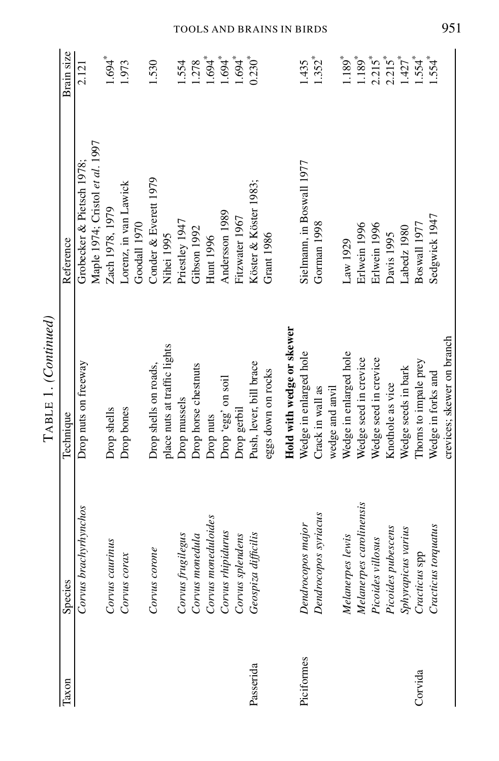TABLE 1. *(Continued)*

| Taxon | Species | Technique | Reference | Brain size |
|---|---|---|---|---|
| | *Corvus brachyrhynchos* | Drop nuts on freeway | Grobecker & Pietsch 1978; Maple 1974; Cristol *et al.* 1997 | 2.121 |
| | *Corvus caurinus* | Drop shells | Zach 1978, 1979 | 1.694* |
| | *Corvus corax* | Drop bones | Lorenz, in van Lawick Goodall 1970 | 1.973 |
| | *Corvus corone* | Drop shells on roads, place nuts at traffic lights | Conder & Everett 1979 Nihei 1995 | 1.530 |
| | *Corvus frugilegus* | Drop mussels | Priestley 1947 | 1.554 |
| | *Corvus monedula* | Drop horse chestnuts | Gibson 1992 | 1.278 |
| | *Corvus moneduloides* | Drop nuts | Hunt 1996 | 1.694* |
| | *Corvus rhipidurus* | Drop 'egg' on soil | Andersson 1989 | 1.694* |
| | *Corvus splendens* | Drop gerbil | Fitzwater 1967 | 1.694* |
| Passerida | *Geospiza difficilis* | Push, lever, bill brace eggs down on rocks | Köster & Köster 1983; Grant 1986 | 0.230* |
| | | **Hold with wedge or skewer** | | |
| Piciformes | *Dendrocopos major* | Wedge in enlarged hole | Sielmann, in Boswall 1977 | 1.435 |
| | *Dendrocopos syriacus* | Crack in wall as wedge and anvil | Gorman 1998 | 1.352* |
| | *Melanerpes lewis* | Wedge in enlarged hole | Law 1929 | 1.189* |
| | *Melanerpes carolinensis* | Wedge seed in crevice | Erlwein 1996 | 1.189* |
| | *Picoides villosus* | Wedge seed in crevice | Erlwein 1996 | 2.215* |
| | *Picoides pubescens* | Knothole as vice | Davis 1995 | 2.215* |
| | *Sphyrapicus varius* | Wedge seeds in bark | Labedz 1980 | 1.427* |
| Corvida | *Cracticus* spp | Thorns to impale prey | Boswall 1977 | 1.554* |
| | *Cracticus torquatus* | Wedge in forks and crevices; skewer on branch | Sedgwick 1947 | 1.554* |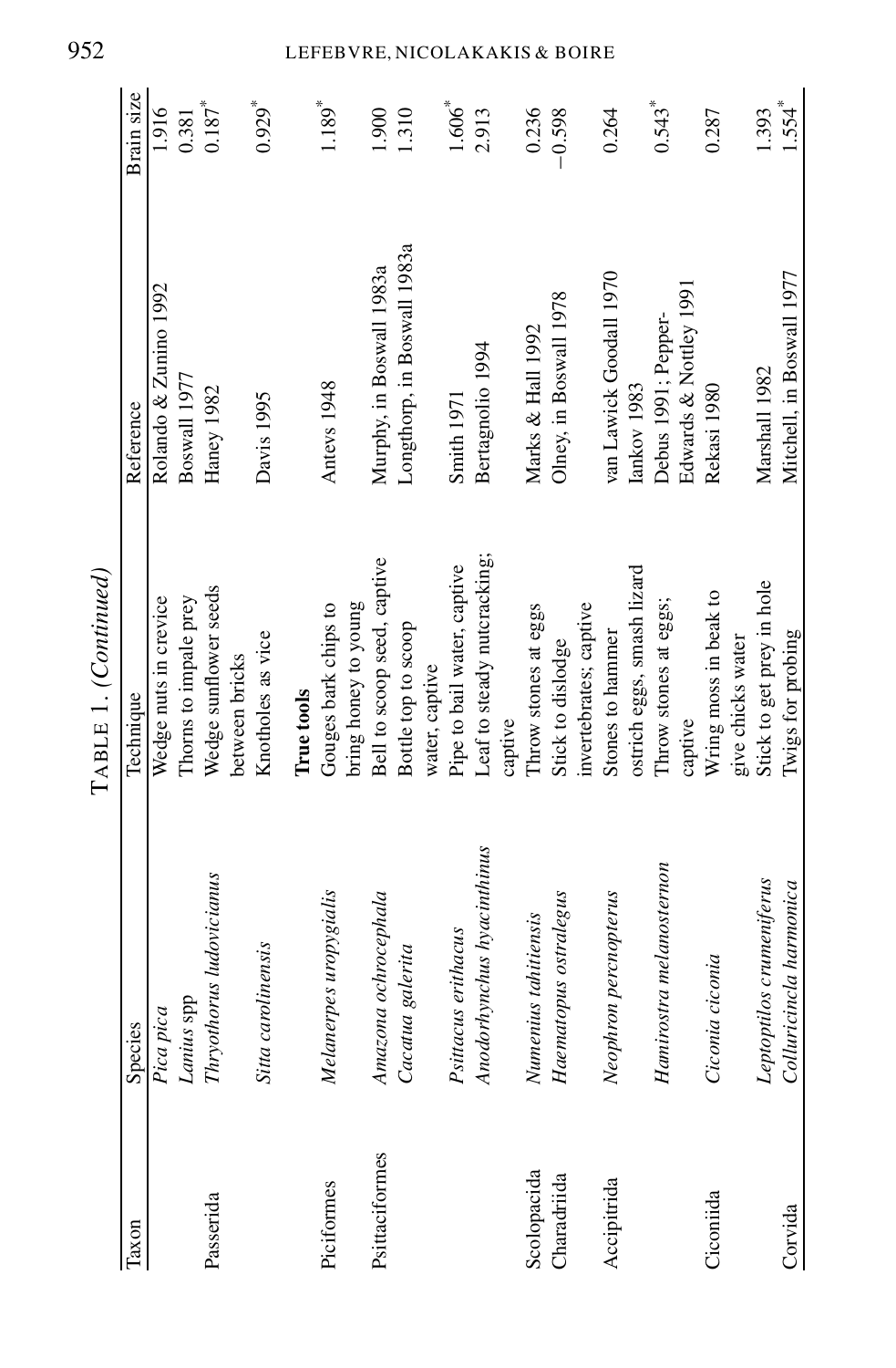TABLE 1. *(Continued)*

| Taxon | Species | Technique | Reference | Brain size |
|---|---|---|---|---|
| | *Pica pica* | Wedge nuts in crevice | Rolando & Zunino 1992 | 1.916 |
| | *Lanius* spp | Thorns to impale prey | Boswall 1977 | 0.381 |
| Passerida | *Thryothorus ludovicianus* | Wedge sunflower seeds between bricks | Haney 1982 | 0.187* |
| | *Sitta carolinensis* | Knotholes as vice | Davis 1995 | 0.929* |
| | | **True tools** | | |
| Piciformes | *Melanerpes uropygialis* | Gouges bark chips to bring honey to young | Antevs 1948 | 1.189* |
| Psittaciformes | *Amazona ochrocephala* | Bell to scoop seed, captive | Murphy, in Boswall 1983a | 1.900 |
| | *Cacatua galerita* | Bottle top to scoop water, captive | Longthorp, in Boswall 1983a | 1.310 |
| | *Psittacus erithacus* | Pipe to bail water, captive | Smith 1971 | 1.606* |
| | *Anodorhynchus hyacinthinus* | Leaf to steady nutcracking; captive | Bertagnolio 1994 | 2.913 |
| Scolopacida | *Numenius tahitiensis* | Throw stones at eggs | Marks & Hall 1992 | 0.236 |
| Charadriida | *Haematopus ostralegus* | Stick to dislodge invertebrates; captive | Olney, in Boswall 1978 | −0.598 |
| Accipitrida | *Neophron percnopterus* | Stones to hammer ostrich eggs, smash lizard | van Lawick Goodall 1970<br>Iankov 1983 | 0.264 |
| | *Hamirostra melanosternon* | Throw stones at eggs; captive | Debus 1991; Pepper-Edwards & Nottley 1991 | 0.543* |
| Ciconiida | *Ciconia ciconia* | Wring moss in beak to give chicks water | Rekasi 1980 | 0.287 |
| | *Leptoptilos crumeniferus* | Stick to get prey in hole | Marshall 1982 | 1.393 |
| Corvida | *Colluricincla harmonica* | Twigs for probing | Mitchell, in Boswall 1977 | 1.554* |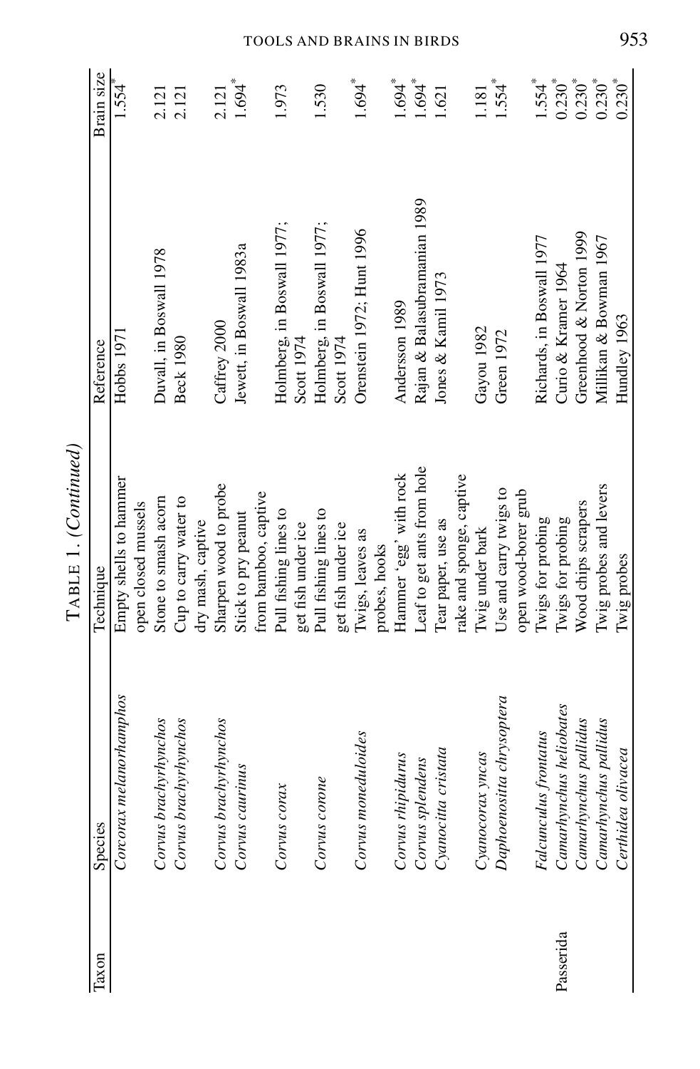TABLE 1. *(Continued)*

| Taxon | Species | Technique | Reference | Brain size |
|---|---|---|---|---|
| | *Corcorax melanorhamphos* | Empty shells to hammer open closed mussels | Hobbs 1971 | 1.554* |
| | *Corvus brachyrhynchos* | Stone to smash acorn | Duvall, in Boswall 1978 | 2.121 |
| | *Corvus brachyrhynchos* | Cup to carry water to dry mash, captive | Beck 1980 | 2.121 |
| | *Corvus brachyrhynchos* | Sharpen wood to probe | Caffrey 2000 | 2.121 |
| | *Corvus caurinus* | Stick to pry peanut from bamboo, captive | Jewett, in Boswall 1983a | 1.694* |
| | *Corvus corax* | Pull fishing lines to get fish under ice | Holmberg, in Boswall 1977; Scott 1974 | 1.973 |
| | *Corvus corone* | Pull fishing lines to get fish under ice | Holmberg, in Boswall 1977; Scott 1974 | 1.530 |
| | *Corvus moneduloides* | Twigs, leaves as probes, hooks | Orenstein 1972; Hunt 1996 | 1.694* |
| | *Corvus rhipidurus* | Hammer 'egg' with rock | Andersson 1989 | 1.694* |
| | *Corvus splendens* | Leaf to get ants from hole | Rajan & Balasubramanian 1989 | 1.694* |
| | *Cyanocitta cristata* | Tear paper, use as rake and sponge, captive | Jones & Kamil 1973 | 1.621 |
| | *Cyanocorax yncas* | Twig under bark | Gayou 1982 | 1.181 |
| | *Daphoenositta chrysoptera* | Use and carry twigs to open wood-borer grub | Green 1972 | 1.554* |
| | *Falcunculus frontatus* | Twigs for probing | Richards, in Boswall 1977 | 1.554* |
| Passerida | *Camarhynchus heliobates* | Twigs for probing | Curio & Kramer 1964 | 0.230* |
| | *Camarhynchus pallidus* | Wood chips scrapers | Greenhood & Norton 1999 | 0.230* |
| | *Camarhynchus pallidus* | Twig probes and levers | Millikan & Bowman 1967 | 0.230* |
| | *Certhidea olivacea* | Twig probes | Hundley 1963 | 0.230* |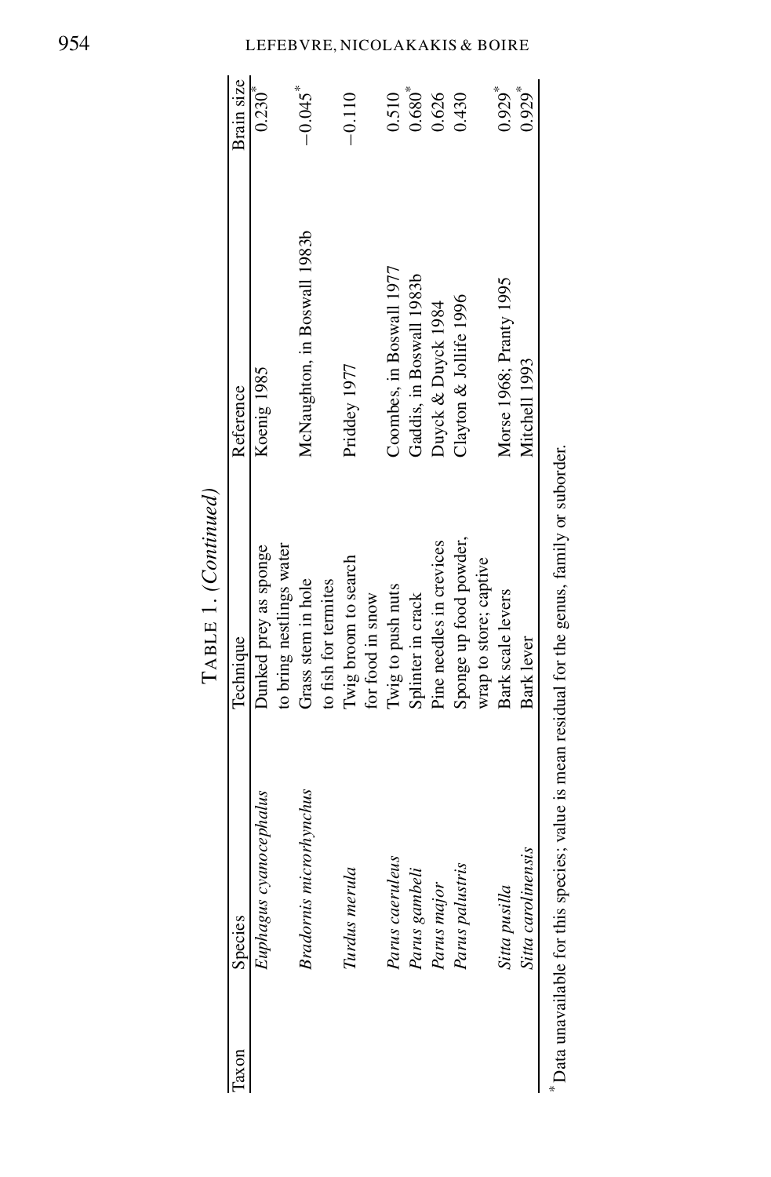TABLE 1. *(Continued)*

| Taxon | Species | Technique | Reference | Brain size |
|---|---|---|---|---|
| | *Euphagus cyanocephalus* | Dunked prey as sponge to bring nestlings water | Koenig 1985 | 0.230* |
| | *Bradornis microrhynchus* | Grass stem in hole to fish for termites | McNaughton, in Boswall 1983b | −0.045* |
| | *Turdus merula* | Twig broom to search for food in snow | Priddey 1977 | −0.110 |
| | *Parus caeruleus* | Twig to push nuts | Coombes, in Boswall 1977 | 0.510 |
| | *Parus gambeli* | Splinter in crack | Gaddis, in Boswall 1983b | 0.680* |
| | *Parus major* | Pine needles in crevices | Duyck & Duyck 1984 | 0.626 |
| | *Parus palustris* | Sponge up food powder, wrap to store; captive | Clayton & Jollife 1996 | 0.430 |
| | *Sitta pusilla* | Bark scale levers | Morse 1968; Pranty 1995 | 0.929* |
| | *Sitta carolinensis* | Bark lever | Mitchell 1993 | 0.929* |

\* Data unavailable for this species; value is mean residual for the genus, family or suborder.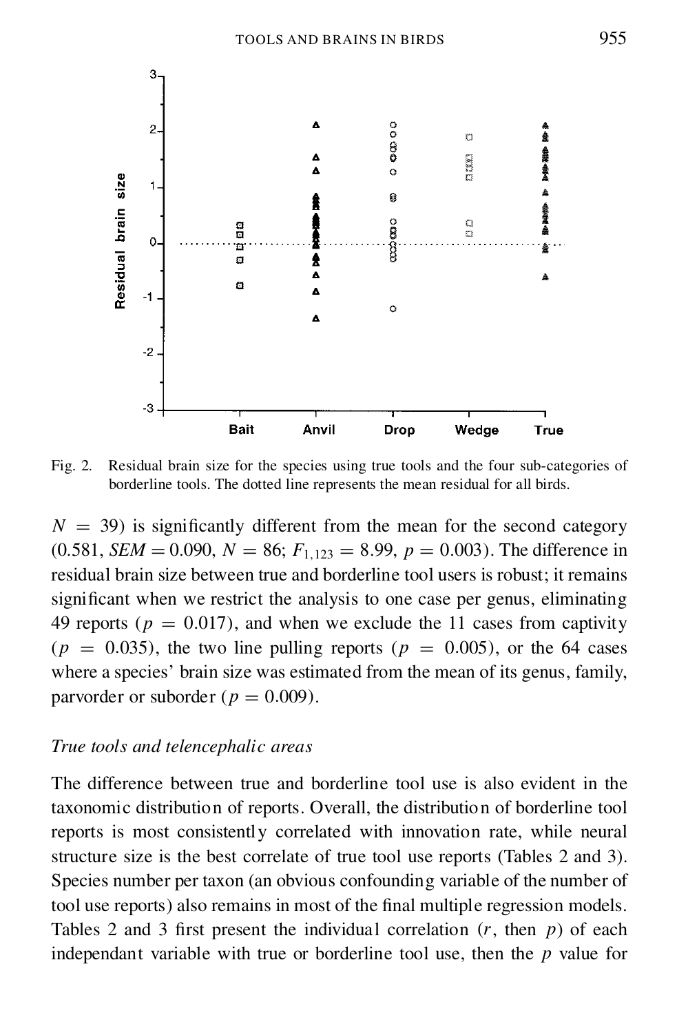Fig. 2. Residual brain size for the species using true tools and the four sub-categories of borderline tools. The dotted line represents the mean residual for all birds.

$N = 39$) is significantly different from the mean for the second category (0.581, $SEM = 0.090$, $N = 86$; $F_{1,123} = 8.99$, $p = 0.003$). The difference in residual brain size between true and borderline tool users is robust; it remains significant when we restrict the analysis to one case per genus, eliminating 49 reports ($p = 0.017$), and when we exclude the 11 cases from captivity ($p = 0.035$), the two line pulling reports ($p = 0.005$), or the 64 cases where a species' brain size was estimated from the mean of its genus, family, parvorder or suborder ($p = 0.009$).

*True tools and telencephalic areas*

The difference between true and borderline tool use is also evident in the taxonomic distribution of reports. Overall, the distribution of borderline tool reports is most consistently correlated with innovation rate, while neural structure size is the best correlate of true tool use reports (Tables 2 and 3). Species number per taxon (an obvious confounding variable of the number of tool use reports) also remains in most of the final multiple regression models. Tables 2 and 3 first present the individual correlation ($r$, then $p$) of each independant variable with true or borderline tool use, then the $p$ value for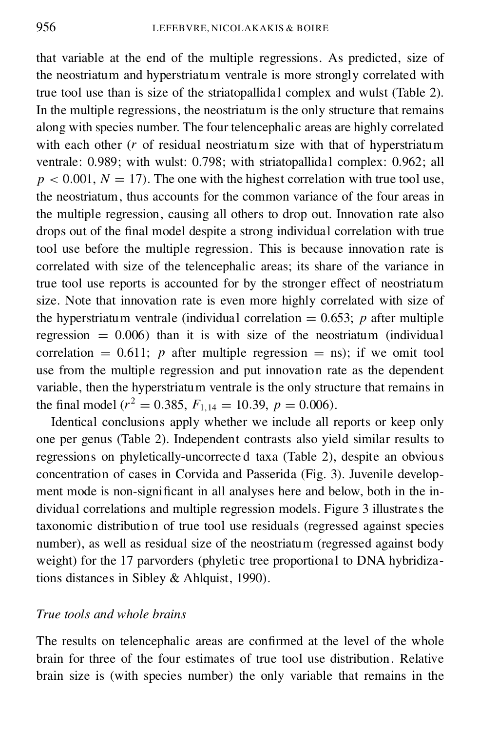that variable at the end of the multiple regressions. As predicted, size of the neostriatum and hyperstriatum ventrale is more strongly correlated with true tool use than is size of the striatopallidal complex and wulst (Table 2). In the multiple regressions, the neostriatum is the only structure that remains along with species number. The four telencephalic areas are highly correlated with each other ($r$ of residual neostriatum size with that of hyperstriatum ventrale: 0.989; with wulst: 0.798; with striatopallidal complex: 0.962; all $p < 0.001$, $N = 17$). The one with the highest correlation with true tool use, the neostriatum, thus accounts for the common variance of the four areas in the multiple regression, causing all others to drop out. Innovation rate also drops out of the final model despite a strong individual correlation with true tool use before the multiple regression. This is because innovation rate is correlated with size of the telencephalic areas; its share of the variance in true tool use reports is accounted for by the stronger effect of neostriatum size. Note that innovation rate is even more highly correlated with size of the hyperstriatum ventrale (individual correlation = 0.653; $p$ after multiple regression = 0.006) than it is with size of the neostriatum (individual correlation = 0.611; $p$ after multiple regression = ns); if we omit tool use from the multiple regression and put innovation rate as the dependent variable, then the hyperstriatum ventrale is the only structure that remains in the final model ($r^2 = 0.385$, $F_{1,14} = 10.39$, $p = 0.006$).

Identical conclusions apply whether we include all reports or keep only one per genus (Table 2). Independent contrasts also yield similar results to regressions on phyletically-uncorrected taxa (Table 2), despite an obvious concentration of cases in Corvida and Passerida (Fig. 3). Juvenile development mode is non-significant in all analyses here and below, both in the individual correlations and multiple regression models. Figure 3 illustrates the taxonomic distribution of true tool use residuals (regressed against species number), as well as residual size of the neostriatum (regressed against body weight) for the 17 parvorders (phyletic tree proportional to DNA hybridizations distances in Sibley & Ahlquist, 1990).

### *True tools and whole brains*

The results on telencephalic areas are confirmed at the level of the whole brain for three of the four estimates of true tool use distribution. Relative brain size is (with species number) the only variable that remains in the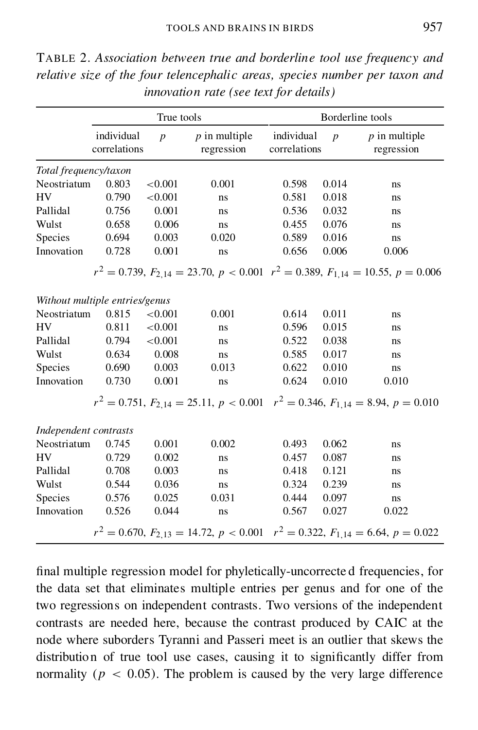TABLE 2. *Association between true and borderline tool use frequency and relative size of the four telencephalic areas, species number per taxon and innovation rate (see text for details)*

| | True tools | | | Borderline tools | | |
|---|---|---|---|---|---|---|
| | individual correlations | $p$ | $p$ in multiple regression | individual correlations | $p$ | $p$ in multiple regression |
| *Total frequency/taxon* | | | | | | |
| Neostriatum | 0.803 | <0.001 | 0.001 | 0.598 | 0.014 | ns |
| HV | 0.790 | <0.001 | ns | 0.581 | 0.018 | ns |
| Pallidal | 0.756 | 0.001 | ns | 0.536 | 0.032 | ns |
| Wulst | 0.658 | 0.006 | ns | 0.455 | 0.076 | ns |
| Species | 0.694 | 0.003 | 0.020 | 0.589 | 0.016 | ns |
| Innovation | 0.728 | 0.001 | ns | 0.656 | 0.006 | 0.006 |
| | $r^2 = 0.739$, $F_{2,14} = 23.70$, $p < 0.001$ | | | $r^2 = 0.389$, $F_{1,14} = 10.55$, $p = 0.006$ | | |
| *Without multiple entries/genus* | | | | | | |
| Neostriatum | 0.815 | <0.001 | 0.001 | 0.614 | 0.011 | ns |
| HV | 0.811 | <0.001 | ns | 0.596 | 0.015 | ns |
| Pallidal | 0.794 | <0.001 | ns | 0.522 | 0.038 | ns |
| Wulst | 0.634 | 0.008 | ns | 0.585 | 0.017 | ns |
| Species | 0.690 | 0.003 | 0.013 | 0.622 | 0.010 | ns |
| Innovation | 0.730 | 0.001 | ns | 0.624 | 0.010 | 0.010 |
| | $r^2 = 0.751$, $F_{2,14} = 25.11$, $p < 0.001$ | | | $r^2 = 0.346$, $F_{1,14} = 8.94$, $p = 0.010$ | | |
| *Independent contrasts* | | | | | | |
| Neostriatum | 0.745 | 0.001 | 0.002 | 0.493 | 0.062 | ns |
| HV | 0.729 | 0.002 | ns | 0.457 | 0.087 | ns |
| Pallidal | 0.708 | 0.003 | ns | 0.418 | 0.121 | ns |
| Wulst | 0.544 | 0.036 | ns | 0.324 | 0.239 | ns |
| Species | 0.576 | 0.025 | 0.031 | 0.444 | 0.097 | ns |
| Innovation | 0.526 | 0.044 | ns | 0.567 | 0.027 | 0.022 |
| | $r^2 = 0.670$, $F_{2,13} = 14.72$, $p < 0.001$ | | | $r^2 = 0.322$, $F_{1,14} = 6.64$, $p = 0.022$ | | |

final multiple regression model for phyletically-uncorrected frequencies, for the data set that eliminates multiple entries per genus and for one of the two regressions on independent contrasts. Two versions of the independent contrasts are needed here, because the contrast produced by CAIC at the node where suborders Tyranni and Passeri meet is an outlier that skews the distribution of true tool use cases, causing it to significantly differ from normality ($p < 0.05$). The problem is caused by the very large difference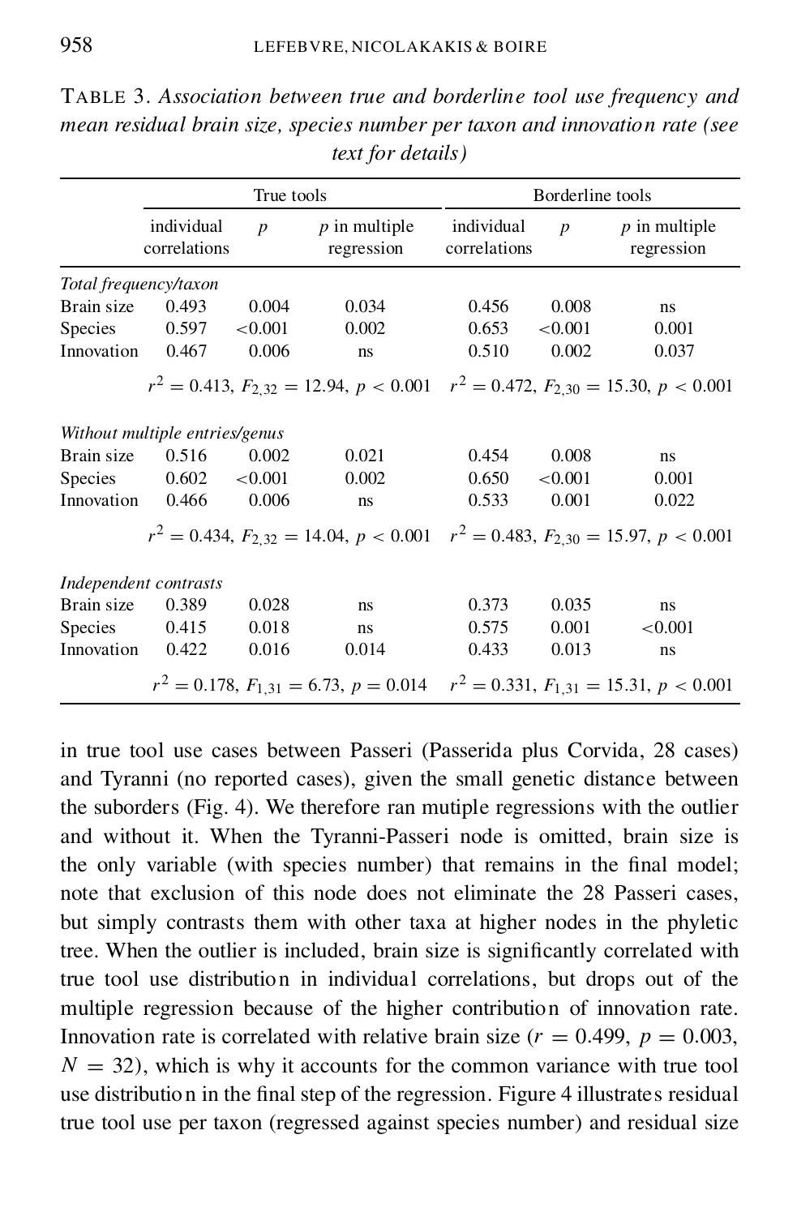TABLE 3. *Association between true and borderline tool use frequency and mean residual brain size, species number per taxon and innovation rate (see text for details)*

| | True tools | | | Borderline tools | | |
|---|---|---|---|---|---|---|
| | individual correlations | $p$ | $p$ in multiple regression | individual correlations | $p$ | $p$ in multiple regression |
| *Total frequency/taxon* | | | | | | |
| Brain size | 0.493 | 0.004 | 0.034 | 0.456 | 0.008 | ns |
| Species | 0.597 | <0.001 | 0.002 | 0.653 | <0.001 | 0.001 |
| Innovation | 0.467 | 0.006 | ns | 0.510 | 0.002 | 0.037 |
| | $r^2 = 0.413$, $F_{2,32} = 12.94$, $p < 0.001$ | | | $r^2 = 0.472$, $F_{2,30} = 15.30$, $p < 0.001$ | | |
| *Without multiple entries/genus* | | | | | | |
| Brain size | 0.516 | 0.002 | 0.021 | 0.454 | 0.008 | ns |
| Species | 0.602 | <0.001 | 0.002 | 0.650 | <0.001 | 0.001 |
| Innovation | 0.466 | 0.006 | ns | 0.533 | 0.001 | 0.022 |
| | $r^2 = 0.434$, $F_{2,32} = 14.04$, $p < 0.001$ | | | $r^2 = 0.483$, $F_{2,30} = 15.97$, $p < 0.001$ | | |
| *Independent contrasts* | | | | | | |
| Brain size | 0.389 | 0.028 | ns | 0.373 | 0.035 | ns |
| Species | 0.415 | 0.018 | ns | 0.575 | 0.001 | <0.001 |
| Innovation | 0.422 | 0.016 | 0.014 | 0.433 | 0.013 | ns |
| | $r^2 = 0.178$, $F_{1,31} = 6.73$, $p = 0.014$ | | | $r^2 = 0.331$, $F_{1,31} = 15.31$, $p < 0.001$ | | |

in true tool use cases between Passeri (Passerida plus Corvida, 28 cases) and Tyranni (no reported cases), given the small genetic distance between the suborders (Fig. 4). We therefore ran mutiple regressions with the outlier and without it. When the Tyranni-Passeri node is omitted, brain size is the only variable (with species number) that remains in the final model; note that exclusion of this node does not eliminate the 28 Passeri cases, but simply contrasts them with other taxa at higher nodes in the phyletic tree. When the outlier is included, brain size is significantly correlated with true tool use distribution in individual correlations, but drops out of the multiple regression because of the higher contribution of innovation rate. Innovation rate is correlated with relative brain size ($r = 0.499$, $p = 0.003$, $N = 32$), which is why it accounts for the common variance with true tool use distribution in the final step of the regression. Figure 4 illustrates residual true tool use per taxon (regressed against species number) and residual size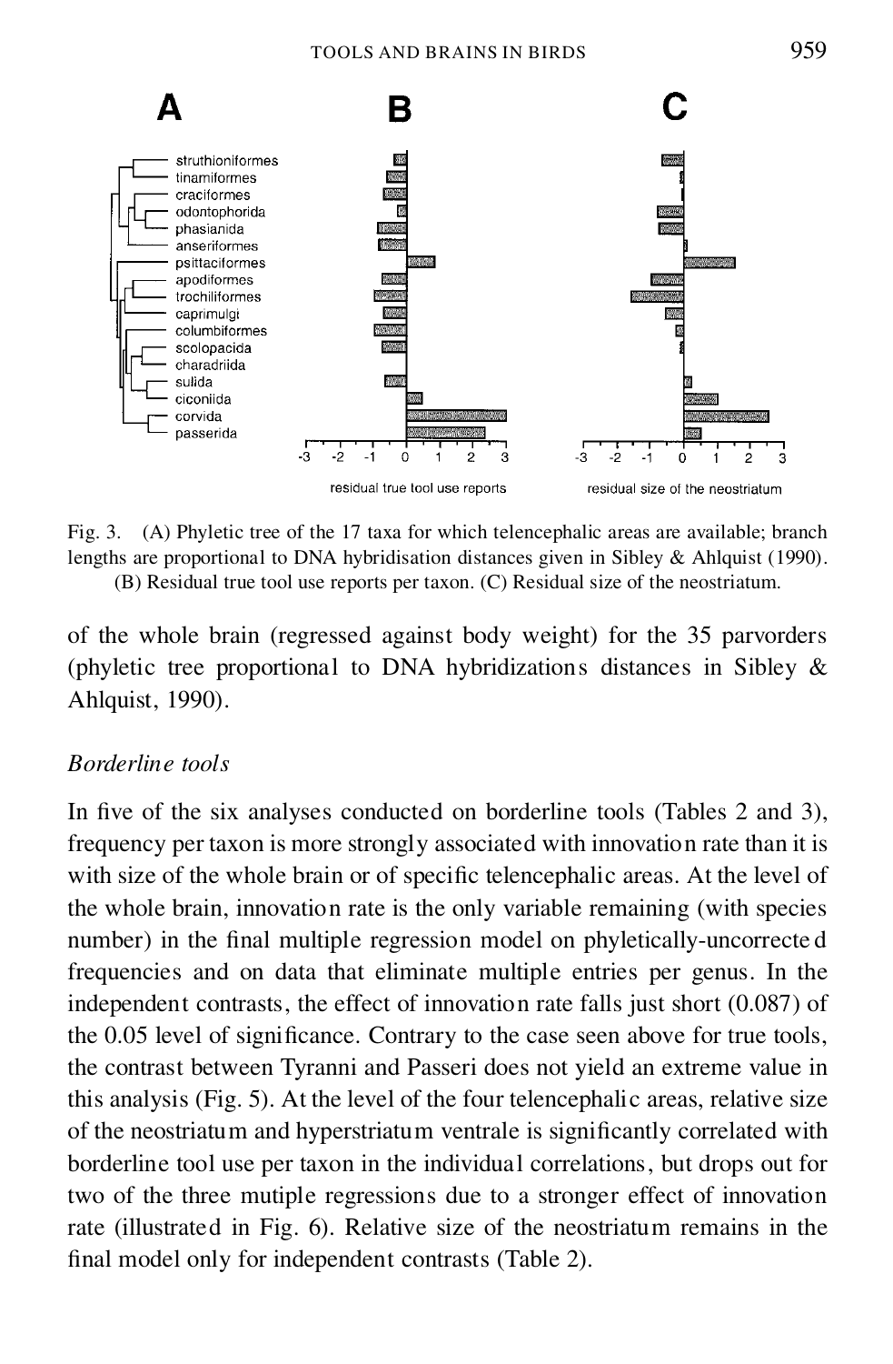Fig. 3. (A) Phyletic tree of the 17 taxa for which telencephalic areas are available; branch lengths are proportional to DNA hybridisation distances given in Sibley & Ahlquist (1990). (B) Residual true tool use reports per taxon. (C) Residual size of the neostriatum.

of the whole brain (regressed against body weight) for the 35 parvorders (phyletic tree proportional to DNA hybridizations distances in Sibley & Ahlquist, 1990).

*Borderline tools*

In five of the six analyses conducted on borderline tools (Tables 2 and 3), frequency per taxon is more strongly associated with innovation rate than it is with size of the whole brain or of specific telencephalic areas. At the level of the whole brain, innovation rate is the only variable remaining (with species number) in the final multiple regression model on phyletically-uncorrected frequencies and on data that eliminate multiple entries per genus. In the independent contrasts, the effect of innovation rate falls just short (0.087) of the 0.05 level of significance. Contrary to the case seen above for true tools, the contrast between Tyranni and Passeri does not yield an extreme value in this analysis (Fig. 5). At the level of the four telencephalic areas, relative size of the neostriatum and hyperstriatum ventrale is significantly correlated with borderline tool use per taxon in the individual correlations, but drops out for two of the three mutiple regressions due to a stronger effect of innovation rate (illustrated in Fig. 6). Relative size of the neostriatum remains in the final model only for independent contrasts (Table 2).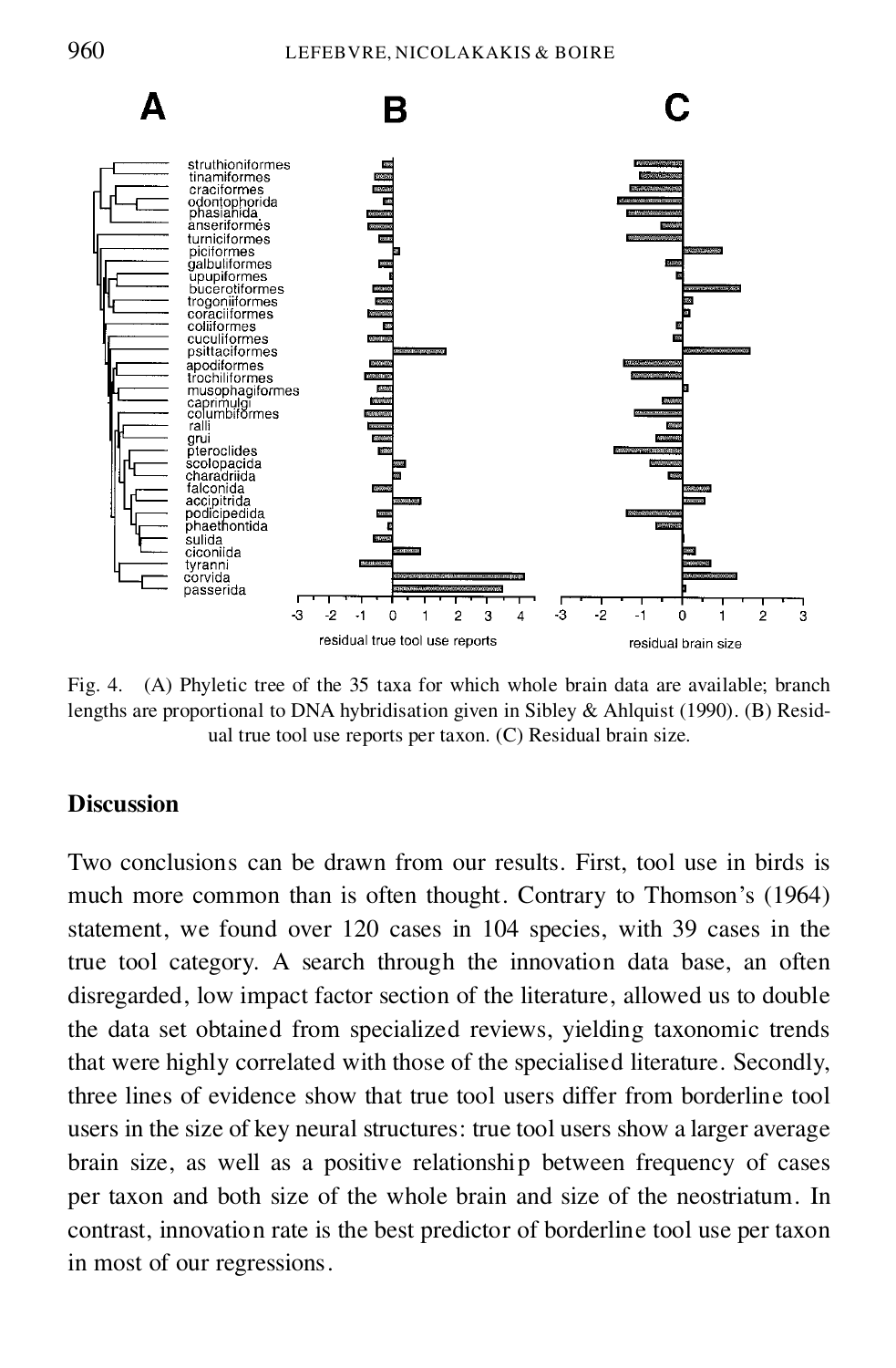Fig. 4. (A) Phyletic tree of the 35 taxa for which whole brain data are available; branch lengths are proportional to DNA hybridisation given in Sibley & Ahlquist (1990). (B) Residual true tool use reports per taxon. (C) Residual brain size.

## Discussion

Two conclusions can be drawn from our results. First, tool use in birds is much more common than is often thought. Contrary to Thomson's (1964) statement, we found over 120 cases in 104 species, with 39 cases in the true tool category. A search through the innovation data base, an often disregarded, low impact factor section of the literature, allowed us to double the data set obtained from specialized reviews, yielding taxonomic trends that were highly correlated with those of the specialised literature. Secondly, three lines of evidence show that true tool users differ from borderline tool users in the size of key neural structures: true tool users show a larger average brain size, as well as a positive relationship between frequency of cases per taxon and both size of the whole brain and size of the neostriatum. In contrast, innovation rate is the best predictor of borderline tool use per taxon in most of our regressions.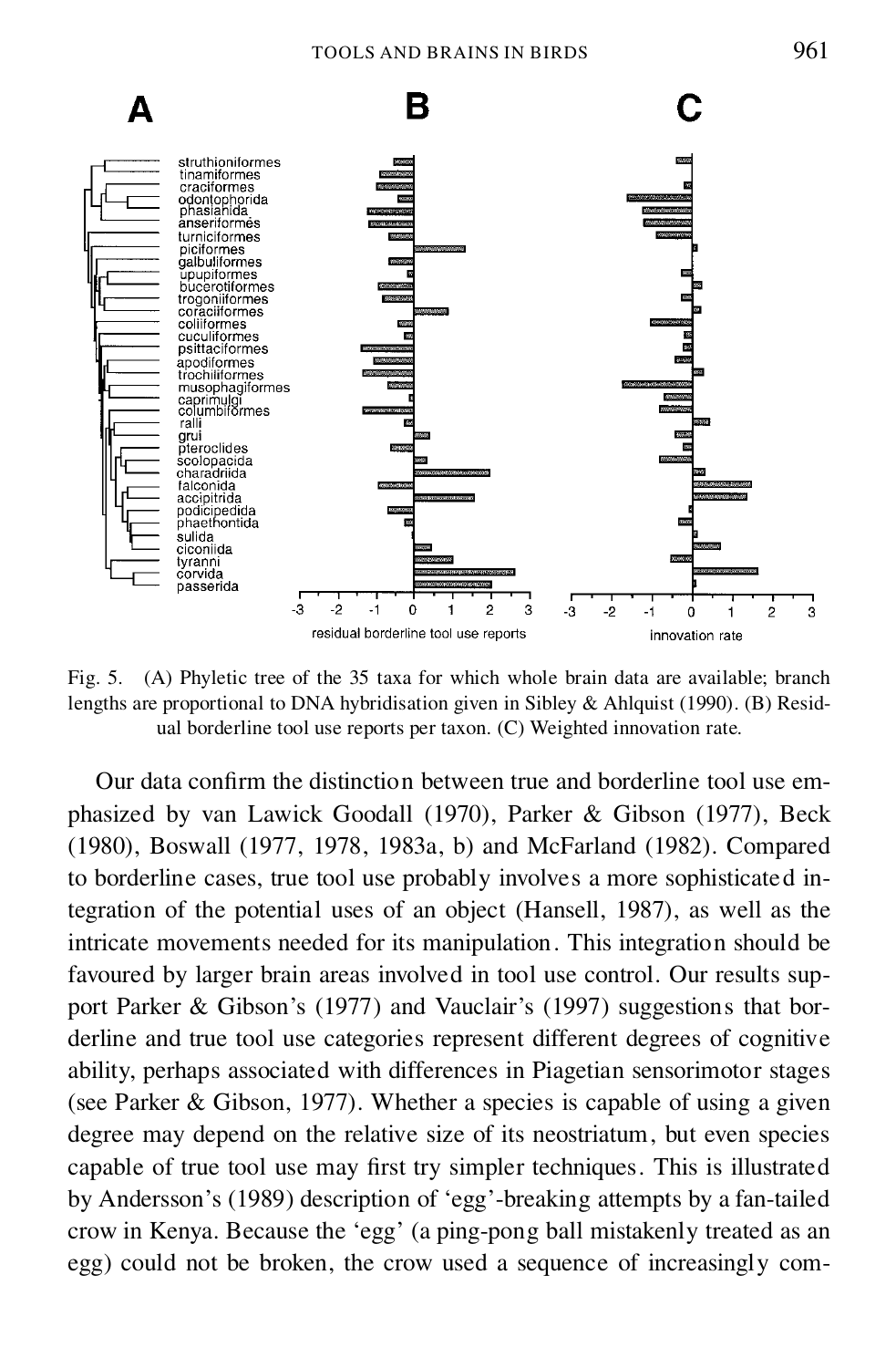Fig. 5. (A) Phyletic tree of the 35 taxa for which whole brain data are available; branch lengths are proportional to DNA hybridisation given in Sibley & Ahlquist (1990). (B) Residual borderline tool use reports per taxon. (C) Weighted innovation rate.

Our data confirm the distinction between true and borderline tool use emphasized by van Lawick Goodall (1970), Parker & Gibson (1977), Beck (1980), Boswall (1977, 1978, 1983a, b) and McFarland (1982). Compared to borderline cases, true tool use probably involves a more sophisticated integration of the potential uses of an object (Hansell, 1987), as well as the intricate movements needed for its manipulation. This integration should be favoured by larger brain areas involved in tool use control. Our results support Parker & Gibson's (1977) and Vauclair's (1997) suggestions that borderline and true tool use categories represent different degrees of cognitive ability, perhaps associated with differences in Piagetian sensorimotor stages (see Parker & Gibson, 1977). Whether a species is capable of using a given degree may depend on the relative size of its neostriatum, but even species capable of true tool use may first try simpler techniques. This is illustrated by Andersson's (1989) description of 'egg'-breaking attempts by a fan-tailed crow in Kenya. Because the 'egg' (a ping-pong ball mistakenly treated as an egg) could not be broken, the crow used a sequence of increasingly com-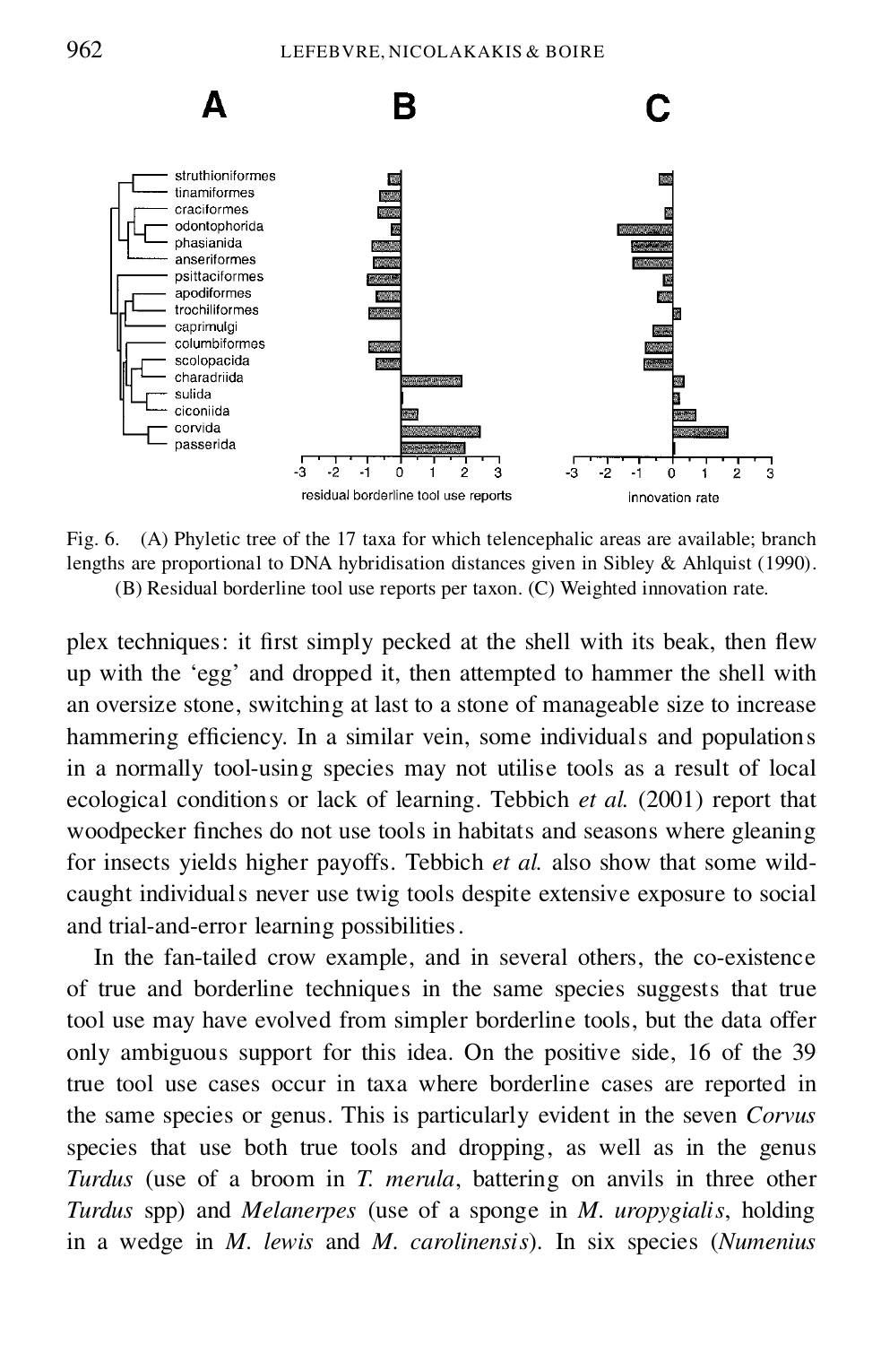Fig. 6. (A) Phyletic tree of the 17 taxa for which telencephalic areas are available; branch lengths are proportional to DNA hybridisation distances given in Sibley & Ahlquist (1990). (B) Residual borderline tool use reports per taxon. (C) Weighted innovation rate.

plex techniques: it first simply pecked at the shell with its beak, then flew up with the 'egg' and dropped it, then attempted to hammer the shell with an oversize stone, switching at last to a stone of manageable size to increase hammering efficiency. In a similar vein, some individuals and populations in a normally tool-using species may not utilise tools as a result of local ecological conditions or lack of learning. Tebbich *et al.* (2001) report that woodpecker finches do not use tools in habitats and seasons where gleaning for insects yields higher payoffs. Tebbich *et al.* also show that some wild-caught individuals never use twig tools despite extensive exposure to social and trial-and-error learning possibilities.

In the fan-tailed crow example, and in several others, the co-existence of true and borderline techniques in the same species suggests that true tool use may have evolved from simpler borderline tools, but the data offer only ambiguous support for this idea. On the positive side, 16 of the 39 true tool use cases occur in taxa where borderline cases are reported in the same species or genus. This is particularly evident in the seven *Corvus* species that use both true tools and dropping, as well as in the genus *Turdus* (use of a broom in *T. merula*, battering on anvils in three other *Turdus* spp) and *Melanerpes* (use of a sponge in *M. uropygialis*, holding in a wedge in *M. lewis* and *M. carolinensis*). In six species (*Numenius*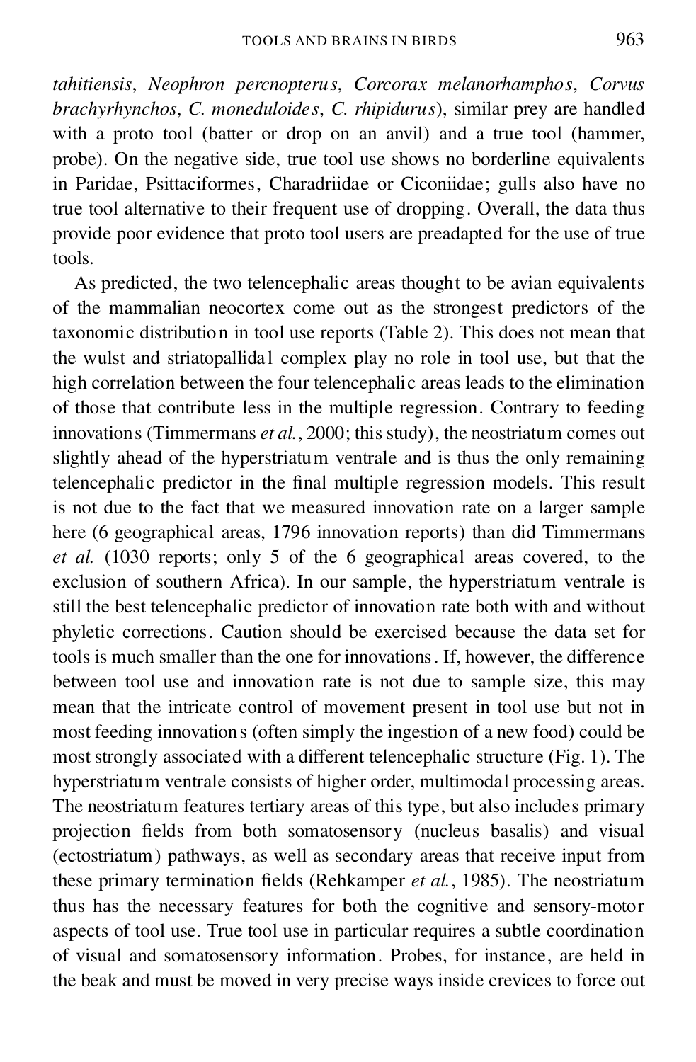*tahitiensis*, *Neophron percnopterus*, *Corcorax melanorhamphos*, *Corvus brachyrhynchos*, *C. moneduloides*, *C. rhipidurus*), similar prey are handled with a proto tool (batter or drop on an anvil) and a true tool (hammer, probe). On the negative side, true tool use shows no borderline equivalents in Paridae, Psittaciformes, Charadriidae or Ciconiidae; gulls also have no true tool alternative to their frequent use of dropping. Overall, the data thus provide poor evidence that proto tool users are preadapted for the use of true tools.

As predicted, the two telencephalic areas thought to be avian equivalents of the mammalian neocortex come out as the strongest predictors of the taxonomic distribution in tool use reports (Table 2). This does not mean that the wulst and striatopallidal complex play no role in tool use, but that the high correlation between the four telencephalic areas leads to the elimination of those that contribute less in the multiple regression. Contrary to feeding innovations (Timmermans *et al.*, 2000; this study), the neostriatum comes out slightly ahead of the hyperstriatum ventrale and is thus the only remaining telencephalic predictor in the final multiple regression models. This result is not due to the fact that we measured innovation rate on a larger sample here (6 geographical areas, 1796 innovation reports) than did Timmermans *et al.* (1030 reports; only 5 of the 6 geographical areas covered, to the exclusion of southern Africa). In our sample, the hyperstriatum ventrale is still the best telencephalic predictor of innovation rate both with and without phyletic corrections. Caution should be exercised because the data set for tools is much smaller than the one for innovations. If, however, the difference between tool use and innovation rate is not due to sample size, this may mean that the intricate control of movement present in tool use but not in most feeding innovations (often simply the ingestion of a new food) could be most strongly associated with a different telencephalic structure (Fig. 1). The hyperstriatum ventrale consists of higher order, multimodal processing areas. The neostriatum features tertiary areas of this type, but also includes primary projection fields from both somatosensory (nucleus basalis) and visual (ectostriatum) pathways, as well as secondary areas that receive input from these primary termination fields (Rehkamper *et al.*, 1985). The neostriatum thus has the necessary features for both the cognitive and sensory-motor aspects of tool use. True tool use in particular requires a subtle coordination of visual and somatosensory information. Probes, for instance, are held in the beak and must be moved in very precise ways inside crevices to force out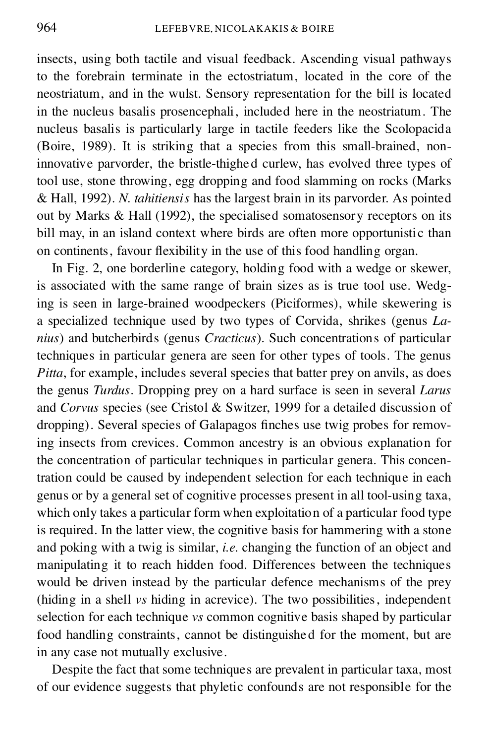insects, using both tactile and visual feedback. Ascending visual pathways to the forebrain terminate in the ectostriatum, located in the core of the neostriatum, and in the wulst. Sensory representation for the bill is located in the nucleus basalis prosencephali, included here in the neostriatum. The nucleus basalis is particularly large in tactile feeders like the Scolopacida (Boire, 1989). It is striking that a species from this small-brained, non-innovative parvorder, the bristle-thighed curlew, has evolved three types of tool use, stone throwing, egg dropping and food slamming on rocks (Marks & Hall, 1992). *N. tahitiensis* has the largest brain in its parvorder. As pointed out by Marks & Hall (1992), the specialised somatosensory receptors on its bill may, in an island context where birds are often more opportunistic than on continents, favour flexibility in the use of this food handling organ.

In Fig. 2, one borderline category, holding food with a wedge or skewer, is associated with the same range of brain sizes as is true tool use. Wedging is seen in large-brained woodpeckers (Piciformes), while skewering is a specialized technique used by two types of Corvida, shrikes (genus *Lanius*) and butcherbirds (genus *Cracticus*). Such concentrations of particular techniques in particular genera are seen for other types of tools. The genus *Pitta*, for example, includes several species that batter prey on anvils, as does the genus *Turdus*. Dropping prey on a hard surface is seen in several *Larus* and *Corvus* species (see Cristol & Switzer, 1999 for a detailed discussion of dropping). Several species of Galapagos finches use twig probes for removing insects from crevices. Common ancestry is an obvious explanation for the concentration of particular techniques in particular genera. This concentration could be caused by independent selection for each technique in each genus or by a general set of cognitive processes present in all tool-using taxa, which only takes a particular form when exploitation of a particular food type is required. In the latter view, the cognitive basis for hammering with a stone and poking with a twig is similar, *i.e.* changing the function of an object and manipulating it to reach hidden food. Differences between the techniques would be driven instead by the particular defence mechanisms of the prey (hiding in a shell *vs* hiding in acrevice). The two possibilities, independent selection for each technique *vs* common cognitive basis shaped by particular food handling constraints, cannot be distinguished for the moment, but are in any case not mutually exclusive.

Despite the fact that some techniques are prevalent in particular taxa, most of our evidence suggests that phyletic confounds are not responsible for the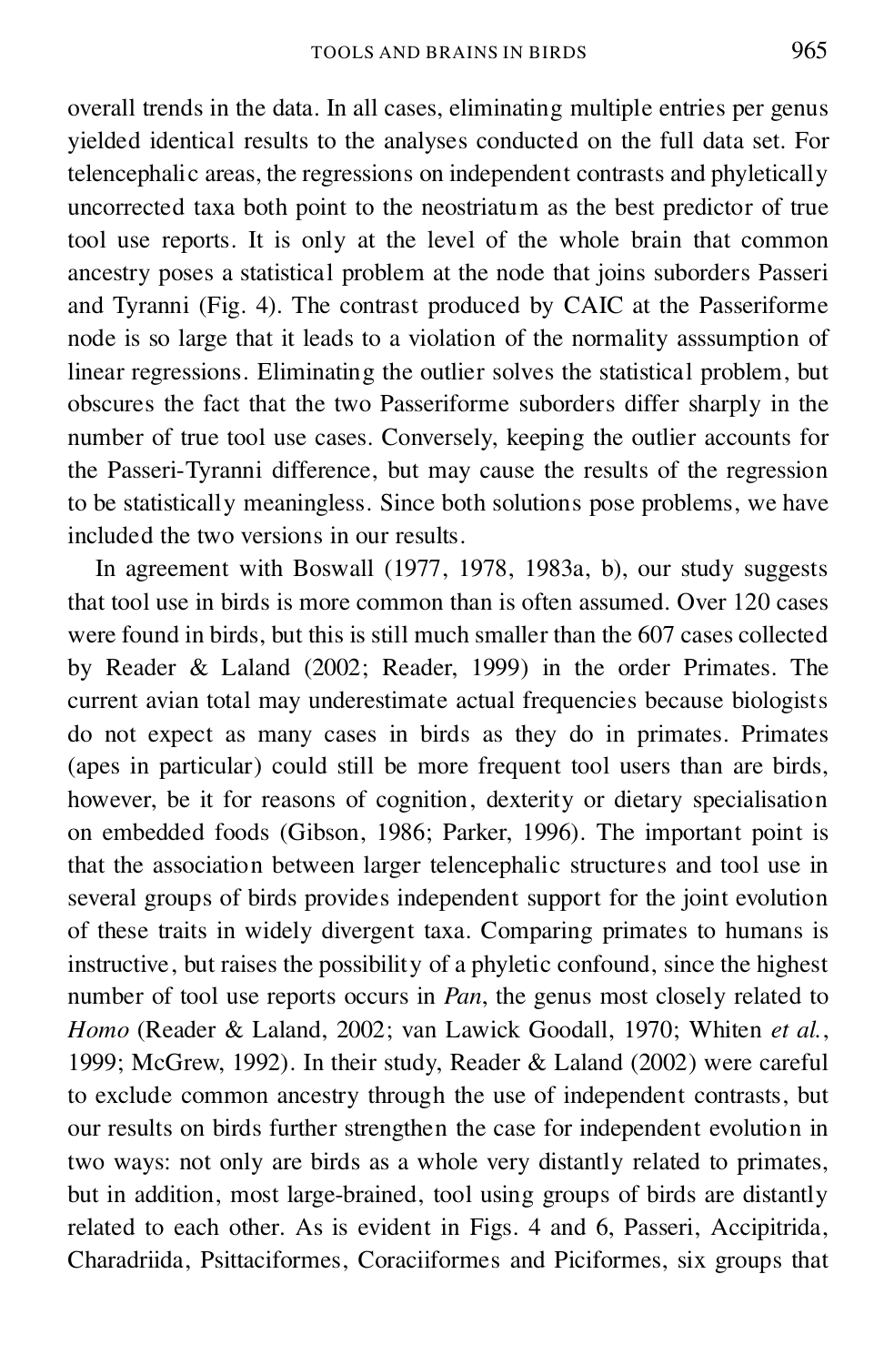overall trends in the data. In all cases, eliminating multiple entries per genus yielded identical results to the analyses conducted on the full data set. For telencephalic areas, the regressions on independent contrasts and phyletically uncorrected taxa both point to the neostriatum as the best predictor of true tool use reports. It is only at the level of the whole brain that common ancestry poses a statistical problem at the node that joins suborders Passeri and Tyranni (Fig. 4). The contrast produced by CAIC at the Passeriforme node is so large that it leads to a violation of the normality asssumption of linear regressions. Eliminating the outlier solves the statistical problem, but obscures the fact that the two Passeriforme suborders differ sharply in the number of true tool use cases. Conversely, keeping the outlier accounts for the Passeri-Tyranni difference, but may cause the results of the regression to be statistically meaningless. Since both solutions pose problems, we have included the two versions in our results.

In agreement with Boswall (1977, 1978, 1983a, b), our study suggests that tool use in birds is more common than is often assumed. Over 120 cases were found in birds, but this is still much smaller than the 607 cases collected by Reader & Laland (2002; Reader, 1999) in the order Primates. The current avian total may underestimate actual frequencies because biologists do not expect as many cases in birds as they do in primates. Primates (apes in particular) could still be more frequent tool users than are birds, however, be it for reasons of cognition, dexterity or dietary specialisation on embedded foods (Gibson, 1986; Parker, 1996). The important point is that the association between larger telencephalic structures and tool use in several groups of birds provides independent support for the joint evolution of these traits in widely divergent taxa. Comparing primates to humans is instructive, but raises the possibility of a phyletic confound, since the highest number of tool use reports occurs in *Pan*, the genus most closely related to *Homo* (Reader & Laland, 2002; van Lawick Goodall, 1970; Whiten *et al.*, 1999; McGrew, 1992). In their study, Reader & Laland (2002) were careful to exclude common ancestry through the use of independent contrasts, but our results on birds further strengthen the case for independent evolution in two ways: not only are birds as a whole very distantly related to primates, but in addition, most large-brained, tool using groups of birds are distantly related to each other. As is evident in Figs. 4 and 6, Passeri, Accipitrida, Charadriida, Psittaciformes, Coraciiformes and Piciformes, six groups that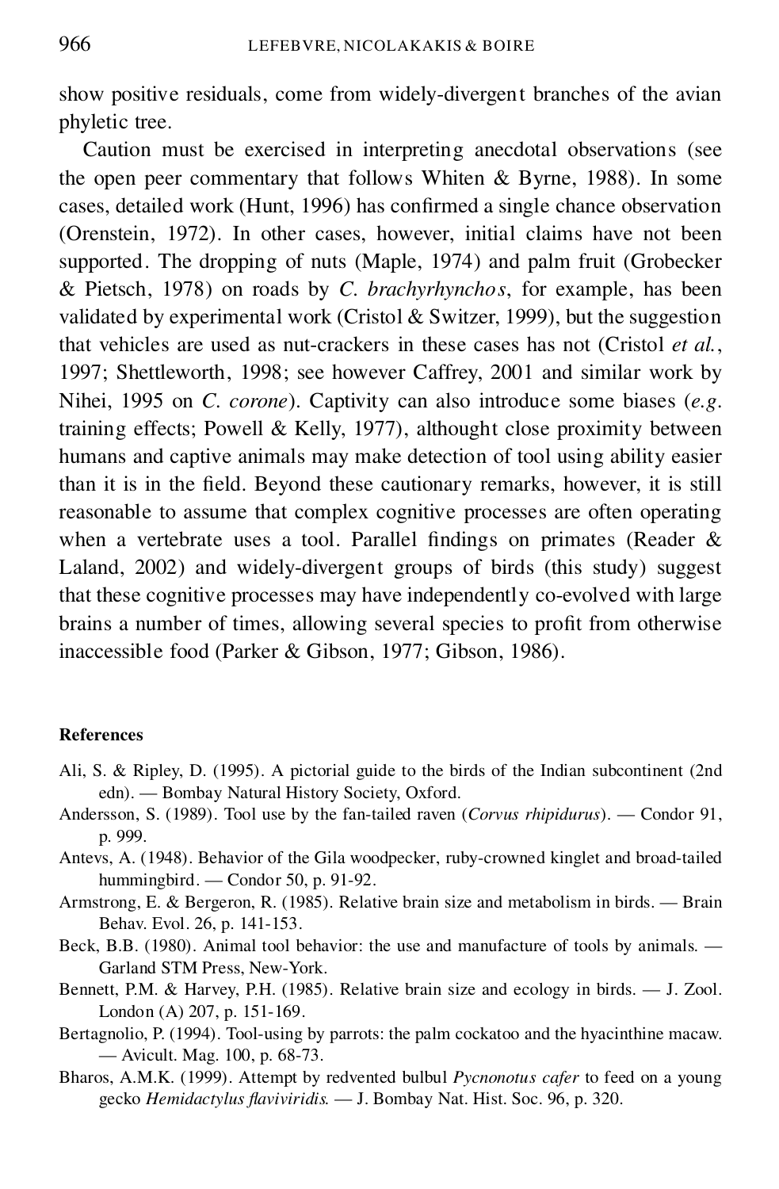show positive residuals, come from widely-divergent branches of the avian phyletic tree.

Caution must be exercised in interpreting anecdotal observations (see the open peer commentary that follows Whiten & Byrne, 1988). In some cases, detailed work (Hunt, 1996) has confirmed a single chance observation (Orenstein, 1972). In other cases, however, initial claims have not been supported. The dropping of nuts (Maple, 1974) and palm fruit (Grobecker & Pietsch, 1978) on roads by *C. brachyrhynchos*, for example, has been validated by experimental work (Cristol & Switzer, 1999), but the suggestion that vehicles are used as nut-crackers in these cases has not (Cristol *et al.*, 1997; Shettleworth, 1998; see however Caffrey, 2001 and similar work by Nihei, 1995 on *C. corone*). Captivity can also introduce some biases (*e.g.* training effects; Powell & Kelly, 1977), althought close proximity between humans and captive animals may make detection of tool using ability easier than it is in the field. Beyond these cautionary remarks, however, it is still reasonable to assume that complex cognitive processes are often operating when a vertebrate uses a tool. Parallel findings on primates (Reader & Laland, 2002) and widely-divergent groups of birds (this study) suggest that these cognitive processes may have independently co-evolved with large brains a number of times, allowing several species to profit from otherwise inaccessible food (Parker & Gibson, 1977; Gibson, 1986).

## References

Ali, S. & Ripley, D. (1995). A pictorial guide to the birds of the Indian subcontinent (2nd edn). — Bombay Natural History Society, Oxford.

Andersson, S. (1989). Tool use by the fan-tailed raven (*Corvus rhipidurus*). — Condor 91, p. 999.

Antevs, A. (1948). Behavior of the Gila woodpecker, ruby-crowned kinglet and broad-tailed hummingbird. — Condor 50, p. 91-92.

Armstrong, E. & Bergeron, R. (1985). Relative brain size and metabolism in birds. — Brain Behav. Evol. 26, p. 141-153.

Beck, B.B. (1980). Animal tool behavior: the use and manufacture of tools by animals. — Garland STM Press, New-York.

Bennett, P.M. & Harvey, P.H. (1985). Relative brain size and ecology in birds. — J. Zool. London (A) 207, p. 151-169.

Bertagnolio, P. (1994). Tool-using by parrots: the palm cockatoo and the hyacinthine macaw. — Avicult. Mag. 100, p. 68-73.

Bharos, A.M.K. (1999). Attempt by redvented bulbul *Pycnonotus cafer* to feed on a young gecko *Hemidactylus flaviviridis*. — J. Bombay Nat. Hist. Soc. 96, p. 320.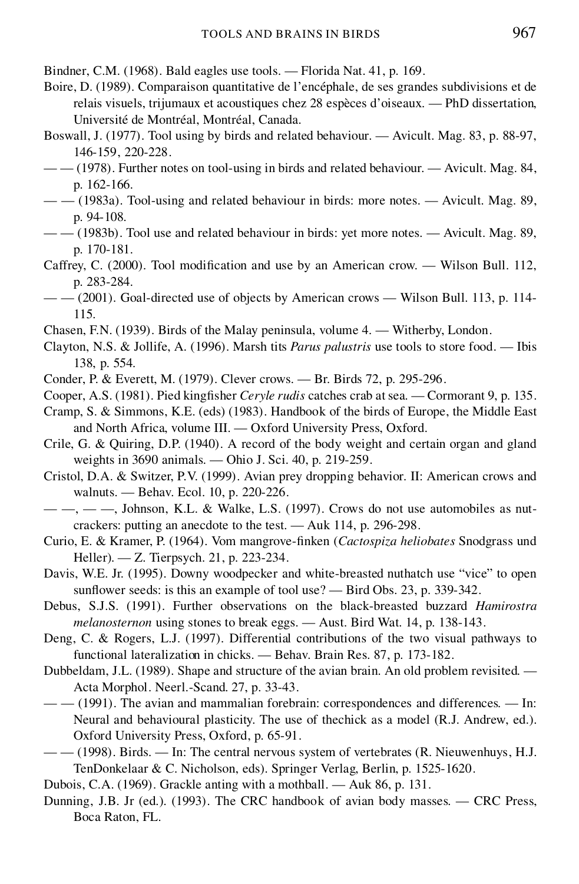Bindner, C.M. (1968). Bald eagles use tools. — Florida Nat. 41, p. 169.

Boire, D. (1989). Comparaison quantitative de l'encéphale, de ses grandes subdivisions et de relais visuels, trijumaux et acoustiques chez 28 espèces d'oiseaux. — PhD dissertation, Université de Montréal, Montréal, Canada.

Boswall, J. (1977). Tool using by birds and related behaviour. — Avicult. Mag. 83, p. 88-97, 146-159, 220-228.

— — (1978). Further notes on tool-using in birds and related behaviour. — Avicult. Mag. 84, p. 162-166.

— — (1983a). Tool-using and related behaviour in birds: more notes. — Avicult. Mag. 89, p. 94-108.

— — (1983b). Tool use and related behaviour in birds: yet more notes. — Avicult. Mag. 89, p. 170-181.

Caffrey, C. (2000). Tool modification and use by an American crow. — Wilson Bull. 112, p. 283-284.

— — (2001). Goal-directed use of objects by American crows — Wilson Bull. 113, p. 114-115.

Chasen, F.N. (1939). Birds of the Malay peninsula, volume 4. — Witherby, London.

Clayton, N.S. & Jollife, A. (1996). Marsh tits *Parus palustris* use tools to store food. — Ibis 138, p. 554.

Conder, P. & Everett, M. (1979). Clever crows. — Br. Birds 72, p. 295-296.

Cooper, A.S. (1981). Pied kingfisher *Ceryle rudis* catches crab at sea. — Cormorant 9, p. 135.

Cramp, S. & Simmons, K.E. (eds) (1983). Handbook of the birds of Europe, the Middle East and North Africa, volume III. — Oxford University Press, Oxford.

Crile, G. & Quiring, D.P. (1940). A record of the body weight and certain organ and gland weights in 3690 animals. — Ohio J. Sci. 40, p. 219-259.

Cristol, D.A. & Switzer, P.V. (1999). Avian prey dropping behavior. II: American crows and walnuts. — Behav. Ecol. 10, p. 220-226.

— —, — —, Johnson, K.L. & Walke, L.S. (1997). Crows do not use automobiles as nutcrackers: putting an anecdote to the test. — Auk 114, p. 296-298.

Curio, E. & Kramer, P. (1964). Vom mangrove-finken (*Cactospiza heliobates* Snodgrass und Heller). — Z. Tierpsych. 21, p. 223-234.

Davis, W.E. Jr. (1995). Downy woodpecker and white-breasted nuthatch use "vice" to open sunflower seeds: is this an example of tool use? — Bird Obs. 23, p. 339-342.

Debus, S.J.S. (1991). Further observations on the black-breasted buzzard *Hamirostra melanosternon* using stones to break eggs. — Aust. Bird Wat. 14, p. 138-143.

Deng, C. & Rogers, L.J. (1997). Differential contributions of the two visual pathways to functional lateralization in chicks. — Behav. Brain Res. 87, p. 173-182.

Dubbeldam, J.L. (1989). Shape and structure of the avian brain. An old problem revisited. — Acta Morphol. Neerl.-Scand. 27, p. 33-43.

— — (1991). The avian and mammalian forebrain: correspondences and differences. — In: Neural and behavioural plasticity. The use of thechick as a model (R.J. Andrew, ed.). Oxford University Press, Oxford, p. 65-91.

— — (1998). Birds. — In: The central nervous system of vertebrates (R. Nieuwenhuys, H.J. TenDonkelaar & C. Nicholson, eds). Springer Verlag, Berlin, p. 1525-1620.

Dubois, C.A. (1969). Grackle anting with a mothball. — Auk 86, p. 131.

Dunning, J.B. Jr (ed.). (1993). The CRC handbook of avian body masses. — CRC Press, Boca Raton, FL.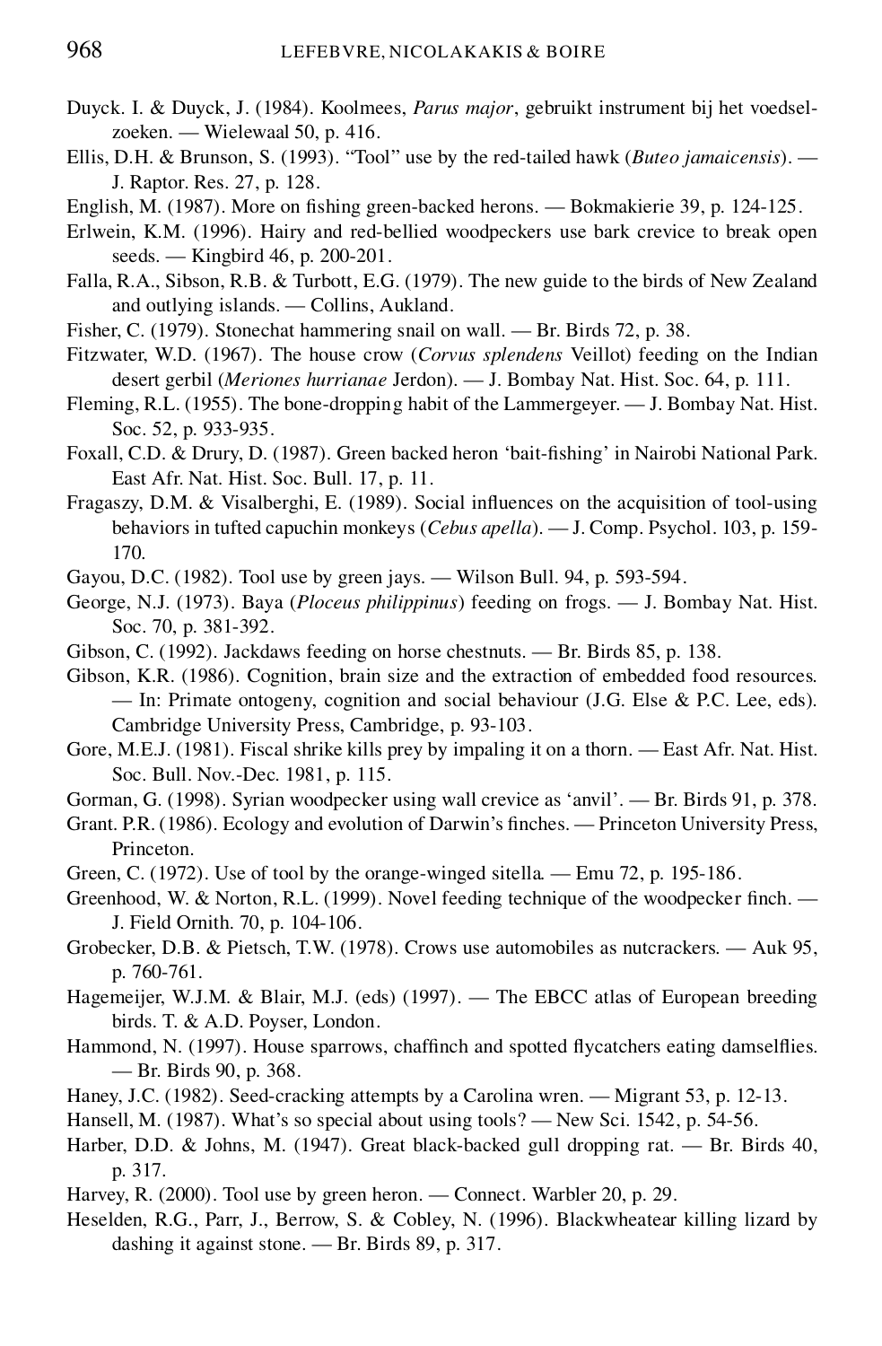Duyck. I. & Duyck, J. (1984). Koolmees, *Parus major*, gebruikt instrument bij het voedselzoeken. — Wielewaal 50, p. 416.

Ellis, D.H. & Brunson, S. (1993). "Tool" use by the red-tailed hawk (*Buteo jamaicensis*). — J. Raptor. Res. 27, p. 128.

English, M. (1987). More on fishing green-backed herons. — Bokmakierie 39, p. 124-125.

Erlwein, K.M. (1996). Hairy and red-bellied woodpeckers use bark crevice to break open seeds. — Kingbird 46, p. 200-201.

Falla, R.A., Sibson, R.B. & Turbott, E.G. (1979). The new guide to the birds of New Zealand and outlying islands. — Collins, Aukland.

Fisher, C. (1979). Stonechat hammering snail on wall. — Br. Birds 72, p. 38.

Fitzwater, W.D. (1967). The house crow (*Corvus splendens* Veillot) feeding on the Indian desert gerbil (*Meriones hurrianae* Jerdon). — J. Bombay Nat. Hist. Soc. 64, p. 111.

Fleming, R.L. (1955). The bone-dropping habit of the Lammergeyer. — J. Bombay Nat. Hist. Soc. 52, p. 933-935.

Foxall, C.D. & Drury, D. (1987). Green backed heron 'bait-fishing' in Nairobi National Park. East Afr. Nat. Hist. Soc. Bull. 17, p. 11.

Fragaszy, D.M. & Visalberghi, E. (1989). Social influences on the acquisition of tool-using behaviors in tufted capuchin monkeys (*Cebus apella*). — J. Comp. Psychol. 103, p. 159-170.

Gayou, D.C. (1982). Tool use by green jays. — Wilson Bull. 94, p. 593-594.

George, N.J. (1973). Baya (*Ploceus philippinus*) feeding on frogs. — J. Bombay Nat. Hist. Soc. 70, p. 381-392.

Gibson, C. (1992). Jackdaws feeding on horse chestnuts. — Br. Birds 85, p. 138.

Gibson, K.R. (1986). Cognition, brain size and the extraction of embedded food resources. — In: Primate ontogeny, cognition and social behaviour (J.G. Else & P.C. Lee, eds). Cambridge University Press, Cambridge, p. 93-103.

Gore, M.E.J. (1981). Fiscal shrike kills prey by impaling it on a thorn. — East Afr. Nat. Hist. Soc. Bull. Nov.-Dec. 1981, p. 115.

Gorman, G. (1998). Syrian woodpecker using wall crevice as 'anvil'. — Br. Birds 91, p. 378.

Grant. P.R. (1986). Ecology and evolution of Darwin's finches. — Princeton University Press, Princeton.

Green, C. (1972). Use of tool by the orange-winged sitella. — Emu 72, p. 195-186.

Greenhood, W. & Norton, R.L. (1999). Novel feeding technique of the woodpecker finch. — J. Field Ornith. 70, p. 104-106.

Grobecker, D.B. & Pietsch, T.W. (1978). Crows use automobiles as nutcrackers. — Auk 95, p. 760-761.

Hagemeijer, W.J.M. & Blair, M.J. (eds) (1997). — The EBCC atlas of European breeding birds. T. & A.D. Poyser, London.

Hammond, N. (1997). House sparrows, chaffinch and spotted flycatchers eating damselflies. — Br. Birds 90, p. 368.

Haney, J.C. (1982). Seed-cracking attempts by a Carolina wren. — Migrant 53, p. 12-13.

Hansell, M. (1987). What's so special about using tools? — New Sci. 1542, p. 54-56.

Harber, D.D. & Johns, M. (1947). Great black-backed gull dropping rat. — Br. Birds 40, p. 317.

Harvey, R. (2000). Tool use by green heron. — Connect. Warbler 20, p. 29.

Heselden, R.G., Parr, J., Berrow, S. & Cobley, N. (1996). Blackwheatear killing lizard by dashing it against stone. — Br. Birds 89, p. 317.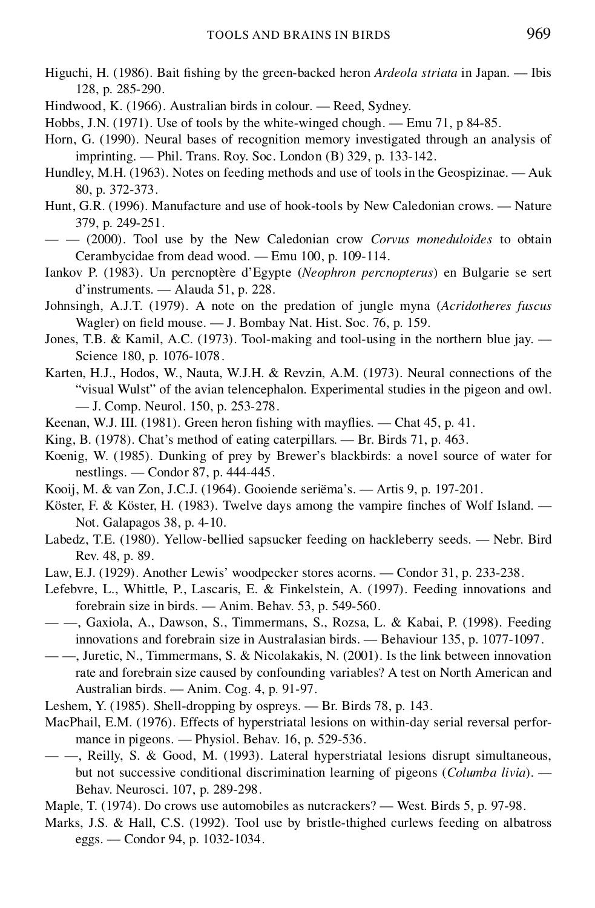Higuchi, H. (1986). Bait fishing by the green-backed heron *Ardeola striata* in Japan. — Ibis 128, p. 285-290.

Hindwood, K. (1966). Australian birds in colour. — Reed, Sydney.

Hobbs, J.N. (1971). Use of tools by the white-winged chough. — Emu 71, p 84-85.

Horn, G. (1990). Neural bases of recognition memory investigated through an analysis of imprinting. — Phil. Trans. Roy. Soc. London (B) 329, p. 133-142.

Hundley, M.H. (1963). Notes on feeding methods and use of tools in the Geospizinae. — Auk 80, p. 372-373.

Hunt, G.R. (1996). Manufacture and use of hook-tools by New Caledonian crows. — Nature 379, p. 249-251.

— — (2000). Tool use by the New Caledonian crow *Corvus moneduloides* to obtain Cerambycidae from dead wood. — Emu 100, p. 109-114.

Iankov P. (1983). Un percnoptère d'Egypte (*Neophron percnopterus*) en Bulgarie se sert d'instruments. — Alauda 51, p. 228.

Johnsingh, A.J.T. (1979). A note on the predation of jungle myna (*Acridotheres fuscus* Wagler) on field mouse. — J. Bombay Nat. Hist. Soc. 76, p. 159.

Jones, T.B. & Kamil, A.C. (1973). Tool-making and tool-using in the northern blue jay. — Science 180, p. 1076-1078.

Karten, H.J., Hodos, W., Nauta, W.J.H. & Revzin, A.M. (1973). Neural connections of the "visual Wulst" of the avian telencephalon. Experimental studies in the pigeon and owl. — J. Comp. Neurol. 150, p. 253-278.

Keenan, W.J. III. (1981). Green heron fishing with mayflies. — Chat 45, p. 41.

King, B. (1978). Chat's method of eating caterpillars. — Br. Birds 71, p. 463.

Koenig, W. (1985). Dunking of prey by Brewer's blackbirds: a novel source of water for nestlings. — Condor 87, p. 444-445.

Kooij, M. & van Zon, J.C.J. (1964). Gooiende seriëma's. — Artis 9, p. 197-201.

Köster, F. & Köster, H. (1983). Twelve days among the vampire finches of Wolf Island. — Not. Galapagos 38, p. 4-10.

Labedz, T.E. (1980). Yellow-bellied sapsucker feeding on hackleberry seeds. — Nebr. Bird Rev. 48, p. 89.

Law, E.J. (1929). Another Lewis' woodpecker stores acorns. — Condor 31, p. 233-238.

Lefebvre, L., Whittle, P., Lascaris, E. & Finkelstein, A. (1997). Feeding innovations and forebrain size in birds. — Anim. Behav. 53, p. 549-560.

— —, Gaxiola, A., Dawson, S., Timmermans, S., Rozsa, L. & Kabai, P. (1998). Feeding innovations and forebrain size in Australasian birds. — Behaviour 135, p. 1077-1097.

— —, Juretic, N., Timmermans, S. & Nicolakakis, N. (2001). Is the link between innovation rate and forebrain size caused by confounding variables? A test on North American and Australian birds. — Anim. Cog. 4, p. 91-97.

Leshem, Y. (1985). Shell-dropping by ospreys. — Br. Birds 78, p. 143.

MacPhail, E.M. (1976). Effects of hyperstriatal lesions on within-day serial reversal performance in pigeons. — Physiol. Behav. 16, p. 529-536.

— —, Reilly, S. & Good, M. (1993). Lateral hyperstriatal lesions disrupt simultaneous, but not successive conditional discrimination learning of pigeons (*Columba livia*). — Behav. Neurosci. 107, p. 289-298.

Maple, T. (1974). Do crows use automobiles as nutcrackers? — West. Birds 5, p. 97-98.

Marks, J.S. & Hall, C.S. (1992). Tool use by bristle-thighed curlews feeding on albatross eggs. — Condor 94, p. 1032-1034.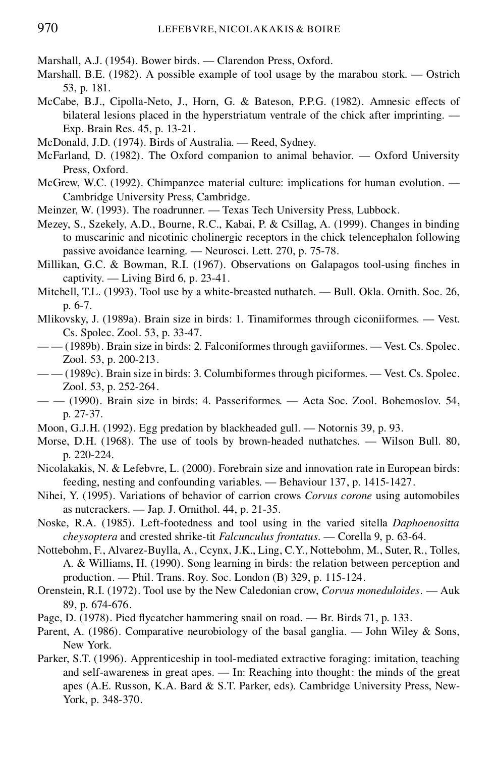Marshall, A.J. (1954). Bower birds. — Clarendon Press, Oxford.

Marshall, B.E. (1982). A possible example of tool usage by the marabou stork. — Ostrich 53, p. 181.

McCabe, B.J., Cipolla-Neto, J., Horn, G. & Bateson, P.P.G. (1982). Amnesic effects of bilateral lesions placed in the hyperstriatum ventrale of the chick after imprinting. — Exp. Brain Res. 45, p. 13-21.

McDonald, J.D. (1974). Birds of Australia. — Reed, Sydney.

McFarland, D. (1982). The Oxford companion to animal behavior. — Oxford University Press, Oxford.

McGrew, W.C. (1992). Chimpanzee material culture: implications for human evolution. — Cambridge University Press, Cambridge.

Meinzer, W. (1993). The roadrunner. — Texas Tech University Press, Lubbock.

Mezey, S., Szekely, A.D., Bourne, R.C., Kabai, P. & Csillag, A. (1999). Changes in binding to muscarinic and nicotinic cholinergic receptors in the chick telencephalon following passive avoidance learning. — Neurosci. Lett. 270, p. 75-78.

Millikan, G.C. & Bowman, R.I. (1967). Observations on Galapagos tool-using finches in captivity. — Living Bird 6, p. 23-41.

Mitchell, T.L. (1993). Tool use by a white-breasted nuthatch. — Bull. Okla. Ornith. Soc. 26, p. 6-7.

Mlikovsky, J. (1989a). Brain size in birds: 1. Tinamiformes through ciconiiformes. — Vest. Cs. Spolec. Zool. 53, p. 33-47.

— — (1989b). Brain size in birds: 2. Falconiformes through gaviiformes. — Vest. Cs. Spolec. Zool. 53, p. 200-213.

— — (1989c). Brain size in birds: 3. Columbiformes through piciformes. — Vest. Cs. Spolec. Zool. 53, p. 252-264.

— — (1990). Brain size in birds: 4. Passeriformes. — Acta Soc. Zool. Bohemoslov. 54, p. 27-37.

Moon, G.J.H. (1992). Egg predation by blackheaded gull. — Notornis 39, p. 93.

Morse, D.H. (1968). The use of tools by brown-headed nuthatches. — Wilson Bull. 80, p. 220-224.

Nicolakakis, N. & Lefebvre, L. (2000). Forebrain size and innovation rate in European birds: feeding, nesting and confounding variables. — Behaviour 137, p. 1415-1427.

Nihei, Y. (1995). Variations of behavior of carrion crows *Corvus corone* using automobiles as nutcrackers. — Jap. J. Ornithol. 44, p. 21-35.

Noske, R.A. (1985). Left-footedness and tool using in the varied sitella *Daphoenositta cheysoptera* and crested shrike-tit *Falcunculus frontatus*. — Corella 9, p. 63-64.

Nottebohm, F., Alvarez-Buylla, A., Ccynx, J.K., Ling, C.Y., Nottebohm, M., Suter, R., Tolles, A. & Williams, H. (1990). Song learning in birds: the relation between perception and production. — Phil. Trans. Roy. Soc. London (B) 329, p. 115-124.

Orenstein, R.I. (1972). Tool use by the New Caledonian crow, *Corvus moneduloides*. — Auk 89, p. 674-676.

Page, D. (1978). Pied flycatcher hammering snail on road. — Br. Birds 71, p. 133.

Parent, A. (1986). Comparative neurobiology of the basal ganglia. — John Wiley & Sons, New York.

Parker, S.T. (1996). Apprenticeship in tool-mediated extractive foraging: imitation, teaching and self-awareness in great apes. — In: Reaching into thought: the minds of the great apes (A.E. Russon, K.A. Bard & S.T. Parker, eds). Cambridge University Press, New-York, p. 348-370.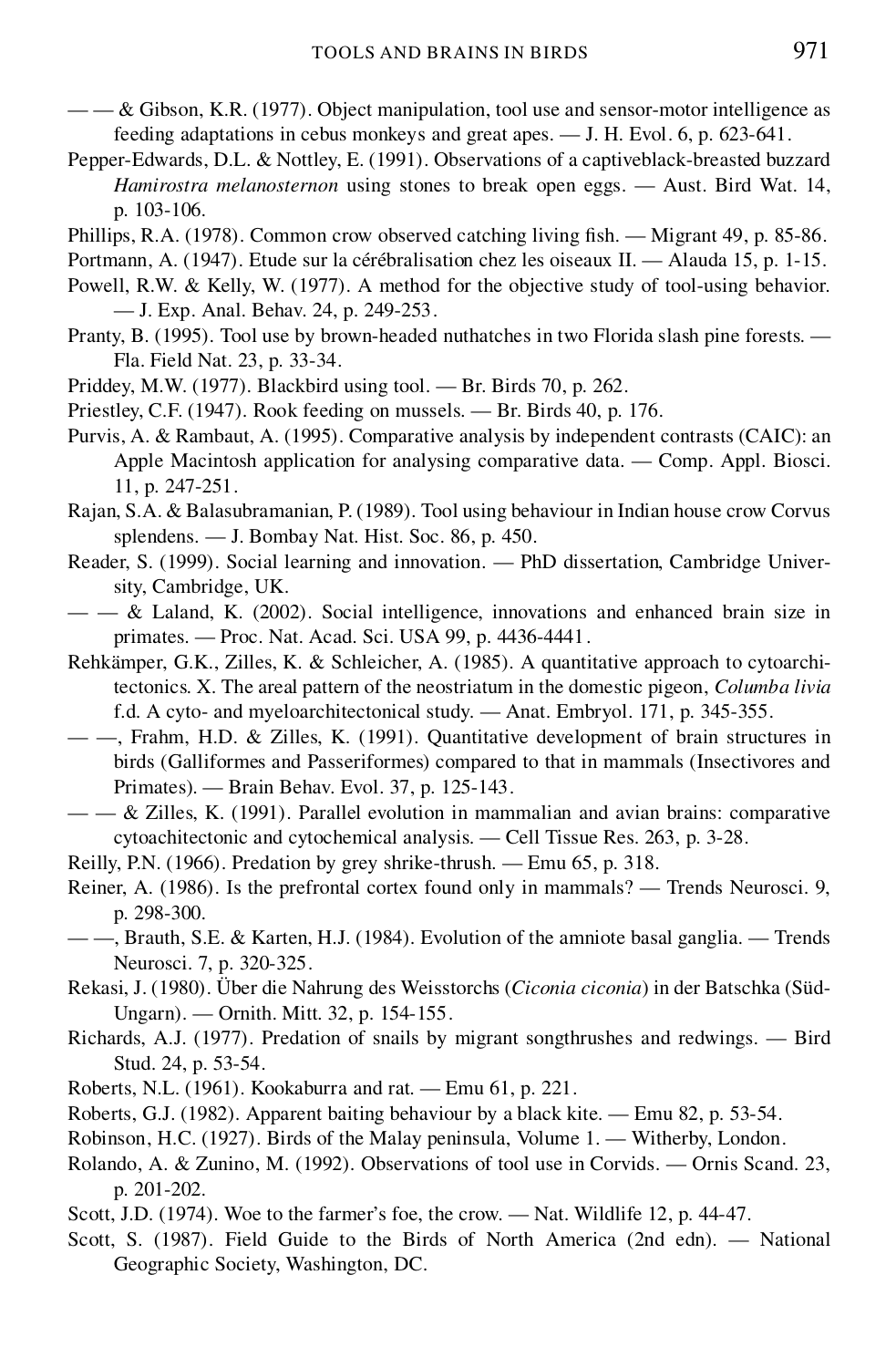— — & Gibson, K.R. (1977). Object manipulation, tool use and sensor-motor intelligence as feeding adaptations in cebus monkeys and great apes. — J. H. Evol. 6, p. 623-641.

Pepper-Edwards, D.L. & Nottley, E. (1991). Observations of a captiveblack-breasted buzzard *Hamirostra melanosternon* using stones to break open eggs. — Aust. Bird Wat. 14, p. 103-106.

Phillips, R.A. (1978). Common crow observed catching living fish. — Migrant 49, p. 85-86.

Portmann, A. (1947). Etude sur la cérébralisation chez les oiseaux II. — Alauda 15, p. 1-15.

Powell, R.W. & Kelly, W. (1977). A method for the objective study of tool-using behavior. — J. Exp. Anal. Behav. 24, p. 249-253.

Pranty, B. (1995). Tool use by brown-headed nuthatches in two Florida slash pine forests. — Fla. Field Nat. 23, p. 33-34.

Priddey, M.W. (1977). Blackbird using tool. — Br. Birds 70, p. 262.

Priestley, C.F. (1947). Rook feeding on mussels. — Br. Birds 40, p. 176.

Purvis, A. & Rambaut, A. (1995). Comparative analysis by independent contrasts (CAIC): an Apple Macintosh application for analysing comparative data. — Comp. Appl. Biosci. 11, p. 247-251.

Rajan, S.A. & Balasubramanian, P. (1989). Tool using behaviour in Indian house crow Corvus splendens. — J. Bombay Nat. Hist. Soc. 86, p. 450.

Reader, S. (1999). Social learning and innovation. — PhD dissertation, Cambridge University, Cambridge, UK.

— — & Laland, K. (2002). Social intelligence, innovations and enhanced brain size in primates. — Proc. Nat. Acad. Sci. USA 99, p. 4436-4441.

Rehkämper, G.K., Zilles, K. & Schleicher, A. (1985). A quantitative approach to cytoarchitectonics. X. The areal pattern of the neostriatum in the domestic pigeon, *Columba livia* f.d. A cyto- and myeloarchitectonical study. — Anat. Embryol. 171, p. 345-355.

— —, Frahm, H.D. & Zilles, K. (1991). Quantitative development of brain structures in birds (Galliformes and Passeriformes) compared to that in mammals (Insectivores and Primates). — Brain Behav. Evol. 37, p. 125-143.

— — & Zilles, K. (1991). Parallel evolution in mammalian and avian brains: comparative cytoachitectonic and cytochemical analysis. — Cell Tissue Res. 263, p. 3-28.

Reilly, P.N. (1966). Predation by grey shrike-thrush. — Emu 65, p. 318.

Reiner, A. (1986). Is the prefrontal cortex found only in mammals? — Trends Neurosci. 9, p. 298-300.

— —, Brauth, S.E. & Karten, H.J. (1984). Evolution of the amniote basal ganglia. — Trends Neurosci. 7, p. 320-325.

Rekasi, J. (1980). Über die Nahrung des Weisstorchs (*Ciconia ciconia*) in der Batschka (Süd-Ungarn). — Ornith. Mitt. 32, p. 154-155.

Richards, A.J. (1977). Predation of snails by migrant songthrushes and redwings. — Bird Stud. 24, p. 53-54.

Roberts, N.L. (1961). Kookaburra and rat. — Emu 61, p. 221.

Roberts, G.J. (1982). Apparent baiting behaviour by a black kite. — Emu 82, p. 53-54.

Robinson, H.C. (1927). Birds of the Malay peninsula, Volume 1. — Witherby, London.

Rolando, A. & Zunino, M. (1992). Observations of tool use in Corvids. — Ornis Scand. 23, p. 201-202.

Scott, J.D. (1974). Woe to the farmer's foe, the crow. — Nat. Wildlife 12, p. 44-47.

Scott, S. (1987). Field Guide to the Birds of North America (2nd edn). — National Geographic Society, Washington, DC.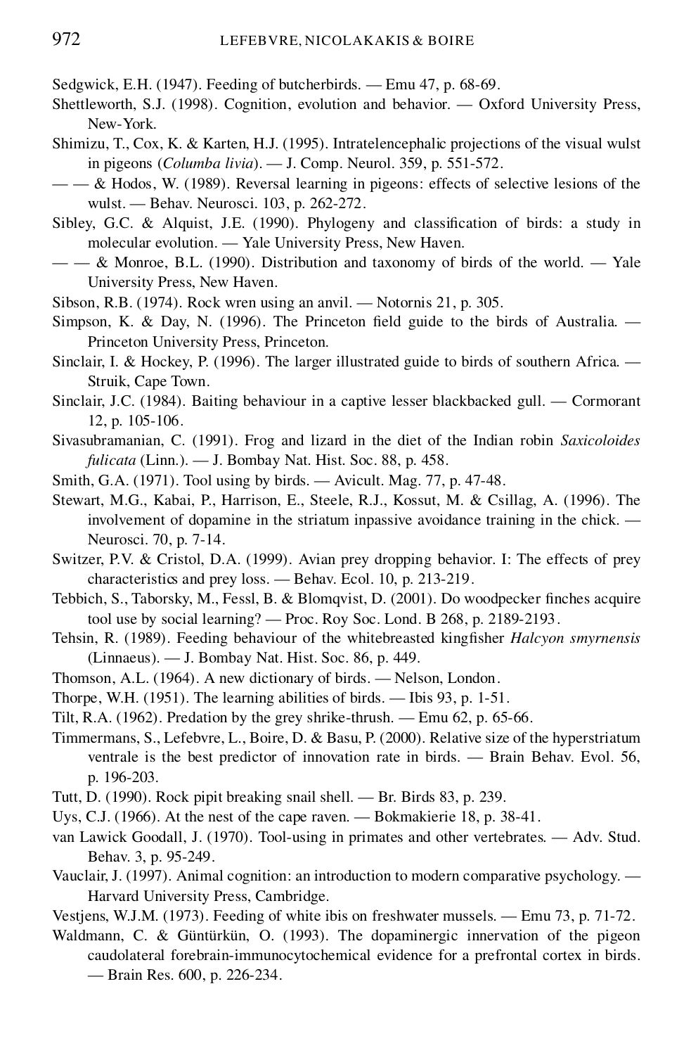Sedgwick, E.H. (1947). Feeding of butcherbirds. — Emu 47, p. 68-69.

Shettleworth, S.J. (1998). Cognition, evolution and behavior. — Oxford University Press, New-York.

Shimizu, T., Cox, K. & Karten, H.J. (1995). Intratelencephalic projections of the visual wulst in pigeons (*Columba livia*). — J. Comp. Neurol. 359, p. 551-572.

— — & Hodos, W. (1989). Reversal learning in pigeons: effects of selective lesions of the wulst. — Behav. Neurosci. 103, p. 262-272.

Sibley, G.C. & Alquist, J.E. (1990). Phylogeny and classification of birds: a study in molecular evolution. — Yale University Press, New Haven.

— — & Monroe, B.L. (1990). Distribution and taxonomy of birds of the world. — Yale University Press, New Haven.

Sibson, R.B. (1974). Rock wren using an anvil. — Notornis 21, p. 305.

Simpson, K. & Day, N. (1996). The Princeton field guide to the birds of Australia. — Princeton University Press, Princeton.

Sinclair, I. & Hockey, P. (1996). The larger illustrated guide to birds of southern Africa. — Struik, Cape Town.

Sinclair, J.C. (1984). Baiting behaviour in a captive lesser blackbacked gull. — Cormorant 12, p. 105-106.

Sivasubramanian, C. (1991). Frog and lizard in the diet of the Indian robin *Saxicoloides fulicata* (Linn.). — J. Bombay Nat. Hist. Soc. 88, p. 458.

Smith, G.A. (1971). Tool using by birds. — Avicult. Mag. 77, p. 47-48.

Stewart, M.G., Kabai, P., Harrison, E., Steele, R.J., Kossut, M. & Csillag, A. (1996). The involvement of dopamine in the striatum inpassive avoidance training in the chick. — Neurosci. 70, p. 7-14.

Switzer, P.V. & Cristol, D.A. (1999). Avian prey dropping behavior. I: The effects of prey characteristics and prey loss. — Behav. Ecol. 10, p. 213-219.

Tebbich, S., Taborsky, M., Fessl, B. & Blomqvist, D. (2001). Do woodpecker finches acquire tool use by social learning? — Proc. Roy Soc. Lond. B 268, p. 2189-2193.

Tehsin, R. (1989). Feeding behaviour of the whitebreasted kingfisher *Halcyon smyrnensis* (Linnaeus). — J. Bombay Nat. Hist. Soc. 86, p. 449.

Thomson, A.L. (1964). A new dictionary of birds. — Nelson, London.

Thorpe, W.H. (1951). The learning abilities of birds. — Ibis 93, p. 1-51.

Tilt, R.A. (1962). Predation by the grey shrike-thrush. — Emu 62, p. 65-66.

Timmermans, S., Lefebvre, L., Boire, D. & Basu, P. (2000). Relative size of the hyperstriatum ventrale is the best predictor of innovation rate in birds. — Brain Behav. Evol. 56, p. 196-203.

Tutt, D. (1990). Rock pipit breaking snail shell. — Br. Birds 83, p. 239.

Uys, C.J. (1966). At the nest of the cape raven. — Bokmakierie 18, p. 38-41.

van Lawick Goodall, J. (1970). Tool-using in primates and other vertebrates. — Adv. Stud. Behav. 3, p. 95-249.

Vauclair, J. (1997). Animal cognition: an introduction to modern comparative psychology. — Harvard University Press, Cambridge.

Vestjens, W.J.M. (1973). Feeding of white ibis on freshwater mussels. — Emu 73, p. 71-72.

Waldmann, C. & Güntürkün, O. (1993). The dopaminergic innervation of the pigeon caudolateral forebrain-immunocytochemical evidence for a prefrontal cortex in birds. — Brain Res. 600, p. 226-234.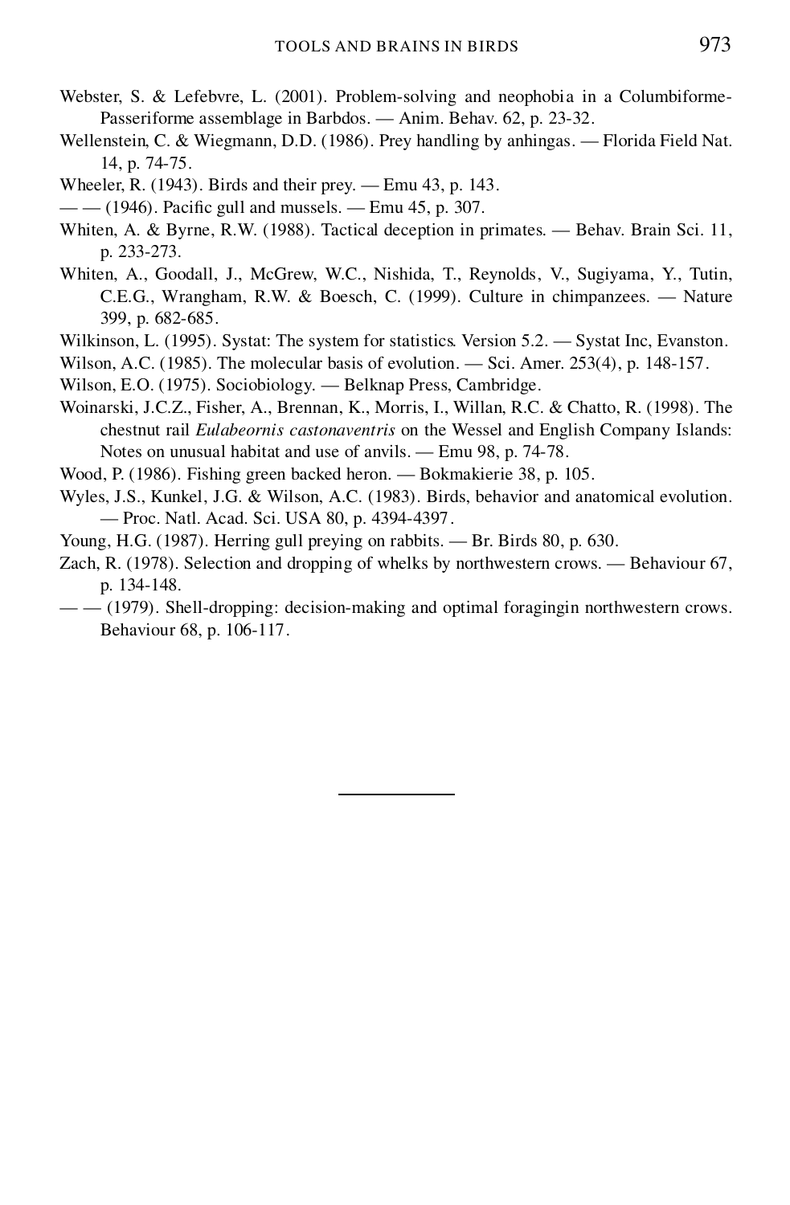Webster, S. & Lefebvre, L. (2001). Problem-solving and neophobia in a Columbiforme-Passeriforme assemblage in Barbdos. — Anim. Behav. 62, p. 23-32.

Wellenstein, C. & Wiegmann, D.D. (1986). Prey handling by anhingas. — Florida Field Nat. 14, p. 74-75.

Wheeler, R. (1943). Birds and their prey. — Emu 43, p. 143.

— — (1946). Pacific gull and mussels. — Emu 45, p. 307.

Whiten, A. & Byrne, R.W. (1988). Tactical deception in primates. — Behav. Brain Sci. 11, p. 233-273.

Whiten, A., Goodall, J., McGrew, W.C., Nishida, T., Reynolds, V., Sugiyama, Y., Tutin, C.E.G., Wrangham, R.W. & Boesch, C. (1999). Culture in chimpanzees. — Nature 399, p. 682-685.

Wilkinson, L. (1995). Systat: The system for statistics. Version 5.2. — Systat Inc, Evanston.

Wilson, A.C. (1985). The molecular basis of evolution. — Sci. Amer. 253(4), p. 148-157.

Wilson, E.O. (1975). Sociobiology. — Belknap Press, Cambridge.

Woinarski, J.C.Z., Fisher, A., Brennan, K., Morris, I., Willan, R.C. & Chatto, R. (1998). The chestnut rail *Eulabeornis castonaventris* on the Wessel and English Company Islands: Notes on unusual habitat and use of anvils. — Emu 98, p. 74-78.

Wood, P. (1986). Fishing green backed heron. — Bokmakierie 38, p. 105.

Wyles, J.S., Kunkel, J.G. & Wilson, A.C. (1983). Birds, behavior and anatomical evolution. — Proc. Natl. Acad. Sci. USA 80, p. 4394-4397.

Young, H.G. (1987). Herring gull preying on rabbits. — Br. Birds 80, p. 630.

Zach, R. (1978). Selection and dropping of whelks by northwestern crows. — Behaviour 67, p. 134-148.

— — (1979). Shell-dropping: decision-making and optimal foragingin northwestern crows. Behaviour 68, p. 106-117.